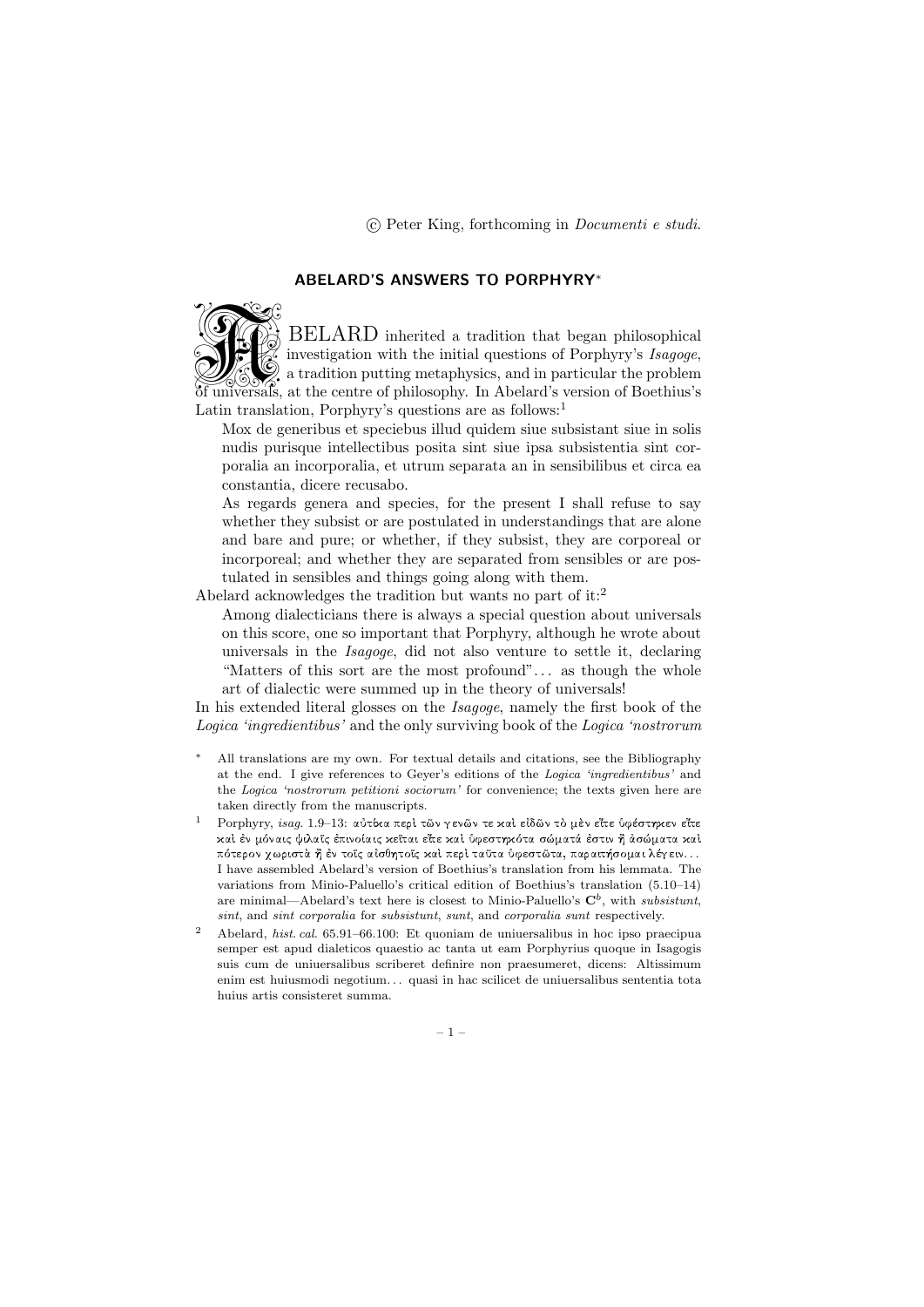© Peter King, forthcoming in *Documenti e studi*.

## ABELARD'S ANSWERS TO PORPHYRY*

ABELARD inherited a tradition that began philosophical investigation with the initial questions of Porphyry's *Isagoge*, a tradition putting metaphysics, and in particular the problem of universals, at the centre of philosophy. In Abelard's version of Boethius's Latin translation, Porphyry's questions are as follows:[1]

> Mox de generibus et speciebus illud quidem siue subsistant siue in solis nudis purisque intellectibus posita sint siue ipsa subsistentia sint corporalia an incorporalia, et utrum separata an in sensibilibus et circa ea constantia, dicere recusabo.
>
> As regards genera and species, for the present I shall refuse to say whether they subsist or are postulated in understandings that are alone and bare and pure; or whether, if they subsist, they are corporeal or incorporeal; and whether they are separated from sensibles or are postulated in sensibles and things going along with them.

Abelard acknowledges the tradition but wants no part of it:[2]

> Among dialecticians there is always a special question about universals on this score, one so important that Porphyry, although he wrote about universals in the *Isagoge*, did not also venture to settle it, declaring "Matters of this sort are the most profound"... as though the whole art of dialectic were summed up in the theory of universals!

In his extended literal glosses on the *Isagoge*, namely the first book of the *Logica 'ingredientibus'* and the only surviving book of the *Logica 'nostrorum*

---

\* All translations are my own. For textual details and citations, see the Bibliography at the end. I give references to Geyer's editions of the *Logica 'ingredientibus'* and the *Logica 'nostrorum petitioni sociorum'* for convenience; the texts given here are taken directly from the manuscripts.

[1] Porphyry, *isag.* 1.9–13: αὐτίκα περὶ τῶν γενῶν τε καὶ εἰδῶν τὸ μὲν εἴτε ὑφέστηκεν εἴτε καὶ ἐν μόναις ψιλαῖς ἐπινοίαις κεῖται εἴτε καὶ ὑφεστηκότα σώματά ἐστιν ἢ ἀσώματα καὶ πότερον χωριστὰ ἢ ἐν τοῖς αἰσθητοῖς καὶ περὶ ταῦτα ὑφεστῶτα, παραιτήσομαι λέγειν... I have assembled Abelard's version of Boethius's translation from his lemmata. The variations from Minio-Paluello's critical edition of Boethius's translation (5.10–14) are minimal—Abelard's text here is closest to Minio-Paluello's $\mathbf{C}^b$, with *subsistunt*, *sint*, and *sint corporalia* for *subsistunt*, *sunt*, and *corporalia sunt* respectively.

[2] Abelard, *hist. cal.* 65.91–66.100: Et quoniam de uniuersalibus in hoc ipso praecipua semper est apud dialeticos quaestio ac tanta ut eam Porphyrius quoque in Isagogis suis cum de uniuersalibus scriberet definire non praesumeret, dicens: Altissimum enim est huiusmodi negotium... quasi in hac scilicet de uniuersalibus sententia tota huius artis consisteret summa.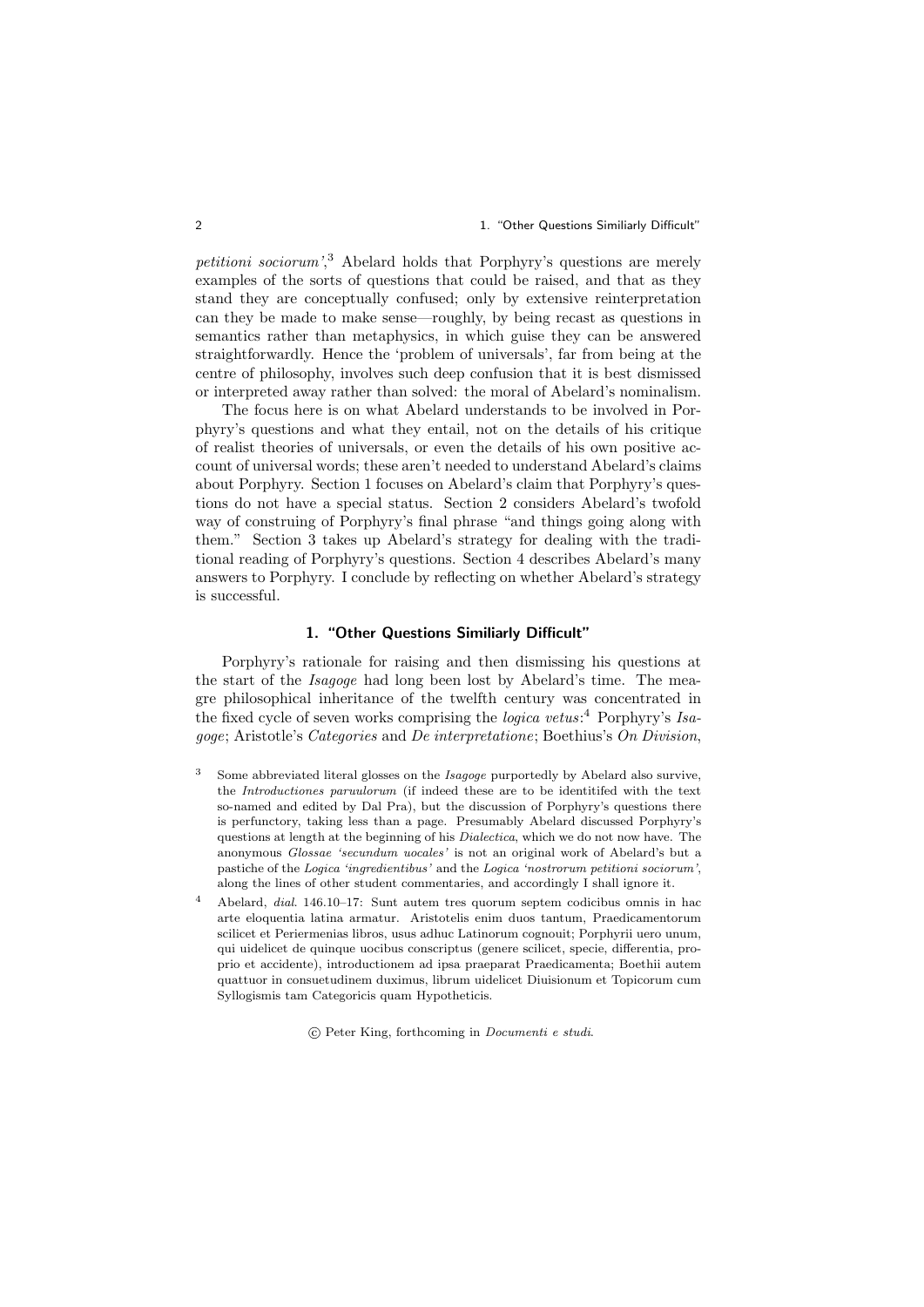*petitioni sociorum*',[3] Abelard holds that Porphyry's questions are merely examples of the sorts of questions that could be raised, and that as they stand they are conceptually confused; only by extensive reinterpretation can they be made to make sense—roughly, by being recast as questions in semantics rather than metaphysics, in which guise they can be answered straightforwardly. Hence the 'problem of universals', far from being at the centre of philosophy, involves such deep confusion that it is best dismissed or interpreted away rather than solved: the moral of Abelard's nominalism.

The focus here is on what Abelard understands to be involved in Porphyry's questions and what they entail, not on the details of his critique of realist theories of universals, or even the details of his own positive account of universal words; these aren't needed to understand Abelard's claims about Porphyry. Section 1 focuses on Abelard's claim that Porphyry's questions do not have a special status. Section 2 considers Abelard's twofold way of construing of Porphyry's final phrase "and things going along with them." Section 3 takes up Abelard's strategy for dealing with the traditional reading of Porphyry's questions. Section 4 describes Abelard's many answers to Porphyry. I conclude by reflecting on whether Abelard's strategy is successful.

## 1. "Other Questions Similiarly Difficult"

Porphyry's rationale for raising and then dismissing his questions at the start of the *Isagoge* had long been lost by Abelard's time. The meagre philosophical inheritance of the twelfth century was concentrated in the fixed cycle of seven works comprising the *logica vetus*:[4] Porphyry's *Isagoge*; Aristotle's *Categories* and *De interpretatione*; Boethius's *On Division*,

---

[3] Some abbreviated literal glosses on the *Isagoge* purportedly by Abelard also survive, the *Introductiones paruulorum* (if indeed these are to be identitifed with the text so-named and edited by Dal Pra), but the discussion of Porphyry's questions there is perfunctory, taking less than a page. Presumably Abelard discussed Porphyry's questions at length at the beginning of his *Dialectica*, which we do not now have. The anonymous *Glossae 'secundum uocales'* is not an original work of Abelard's but a pastiche of the *Logica 'ingredientibus'* and the *Logica 'nostrorum petitioni sociorum'*, along the lines of other student commentaries, and accordingly I shall ignore it.

[4] Abelard, *dial.* 146.10–17: Sunt autem tres quorum septem codicibus omnis in hac arte eloquentia latina armatur. Aristotelis enim duos tantum, Praedicamentorum scilicet et Periermenias libros, usus adhuc Latinorum cognouit; Porphyrii uero unum, qui uidelicet de quinque uocibus conscriptus (genere scilicet, specie, differentia, proprio et accidente), introductionem ad ipsa praeparat Praedicamenta; Boethii autem quattuor in consuetudinem duximus, librum uidelicet Diuisionum et Topicorum cum Syllogismis tam Categoricis quam Hypotheticis.

© Peter King, forthcoming in *Documenti e studi*.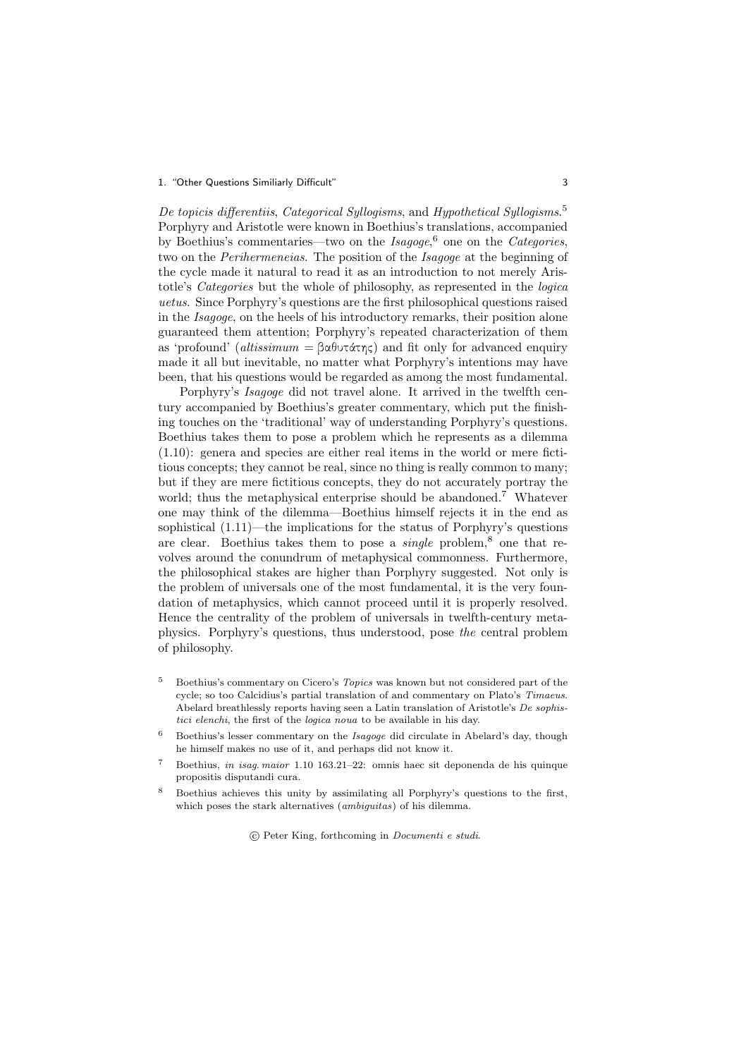*De topicis differentiis*, *Categorical Syllogisms*, and *Hypothetical Syllogisms*.[5] Porphyry and Aristotle were known in Boethius's translations, accompanied by Boethius's commentaries—two on the *Isagoge*,[6] one on the *Categories*, two on the *Perihermeneias*. The position of the *Isagoge* at the beginning of the cycle made it natural to read it as an introduction to not merely Aristotle's *Categories* but the whole of philosophy, as represented in the *logica uetus*. Since Porphyry's questions are the first philosophical questions raised in the *Isagoge*, on the heels of his introductory remarks, their position alone guaranteed them attention; Porphyry's repeated characterization of them as 'profound' (*altissimum* = βαθυτάτης) and fit only for advanced enquiry made it all but inevitable, no matter what Porphyry's intentions may have been, that his questions would be regarded as among the most fundamental.

Porphyry's *Isagoge* did not travel alone. It arrived in the twelfth century accompanied by Boethius's greater commentary, which put the finishing touches on the 'traditional' way of understanding Porphyry's questions. Boethius takes them to pose a problem which he represents as a dilemma (1.10): genera and species are either real items in the world or mere fictitious concepts; they cannot be real, since no thing is really common to many; but if they are mere fictitious concepts, they do not accurately portray the world; thus the metaphysical enterprise should be abandoned.[7] Whatever one may think of the dilemma—Boethius himself rejects it in the end as sophistical (1.11)—the implications for the status of Porphyry's questions are clear. Boethius takes them to pose a *single* problem,[8] one that revolves around the conundrum of metaphysical commonness. Furthermore, the philosophical stakes are higher than Porphyry suggested. Not only is the problem of universals one of the most fundamental, it is the very foundation of metaphysics, which cannot proceed until it is properly resolved. Hence the centrality of the problem of universals in twelfth-century metaphysics. Porphyry's questions, thus understood, pose *the* central problem of philosophy.

[5] Boethius's commentary on Cicero's *Topics* was known but not considered part of the cycle; so too Calcidius's partial translation of and commentary on Plato's *Timaeus*. Abelard breathlessly reports having seen a Latin translation of Aristotle's *De sophistici elenchi*, the first of the *logica noua* to be available in his day.

[6] Boethius's lesser commentary on the *Isagoge* did circulate in Abelard's day, though he himself makes no use of it, and perhaps did not know it.

[7] Boethius, *in isag. maior* 1.10 163.21–22: omnis haec sit deponenda de his quinque propositis disputandi cura.

[8] Boethius achieves this unity by assimilating all Porphyry's questions to the first, which poses the stark alternatives (*ambiguitas*) of his dilemma.

© Peter King, forthcoming in *Documenti e studi*.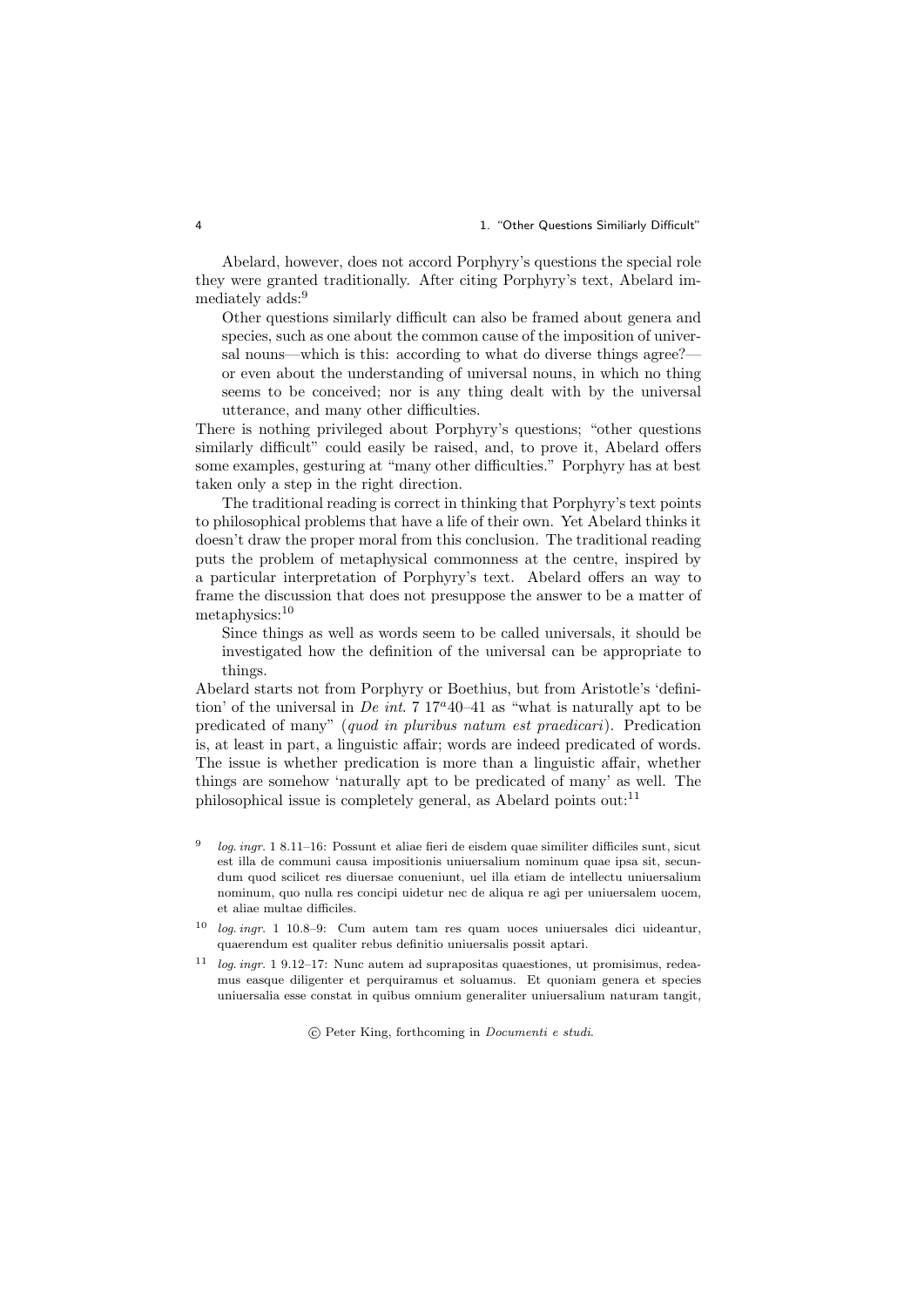Abelard, however, does not accord Porphyry's questions the special role they were granted traditionally. After citing Porphyry's text, Abelard immediately adds:[9]

> Other questions similarly difficult can also be framed about genera and species, such as one about the common cause of the imposition of universal nouns—which is this: according to what do diverse things agree?—or even about the understanding of universal nouns, in which no thing seems to be conceived; nor is any thing dealt with by the universal utterance, and many other difficulties.

There is nothing privileged about Porphyry's questions; "other questions similarly difficult" could easily be raised, and, to prove it, Abelard offers some examples, gesturing at "many other difficulties." Porphyry has at best taken only a step in the right direction.

The traditional reading is correct in thinking that Porphyry's text points to philosophical problems that have a life of their own. Yet Abelard thinks it doesn't draw the proper moral from this conclusion. The traditional reading puts the problem of metaphysical commonness at the centre, inspired by a particular interpretation of Porphyry's text. Abelard offers an way to frame the discussion that does not presuppose the answer to be a matter of metaphysics:[10]

> Since things as well as words seem to be called universals, it should be investigated how the definition of the universal can be appropriate to things.

Abelard starts not from Porphyry or Boethius, but from Aristotle's 'definition' of the universal in *De int.* 7 $17^a40$–41 as "what is naturally apt to be predicated of many" (*quod in pluribus natum est praedicari*). Predication is, at least in part, a linguistic affair; words are indeed predicated of words. The issue is whether predication is more than a linguistic affair, whether things are somehow 'naturally apt to be predicated of many' as well. The philosophical issue is completely general, as Abelard points out:[11]

---

[9] *log. ingr.* 1 8.11–16: Possunt et aliae fieri de eisdem quae similiter difficiles sunt, sicut est illa de communi causa impositionis uniuersalium nominum quae ipsa sit, secundum quod scilicet res diuersae conueniunt, uel illa etiam de intellectu uniuersalium nominum, quo nulla res concipi uidetur nec de aliqua re agi per uniuersalem uocem, et aliae multae difficiles.

[10] *log. ingr.* 1 10.8–9: Cum autem tam res quam uoces uniuersales dici uideantur, quaerendum est qualiter rebus definitio uniuersalis possit aptari.

[11] *log. ingr.* 1 9.12–17: Nunc autem ad suprapositas quaestiones, ut promisimus, redeamus easque diligenter et perquiramus et soluamus. Et quoniam genera et species uniuersalia esse constat in quibus omnium generaliter uniuersalium naturam tangit,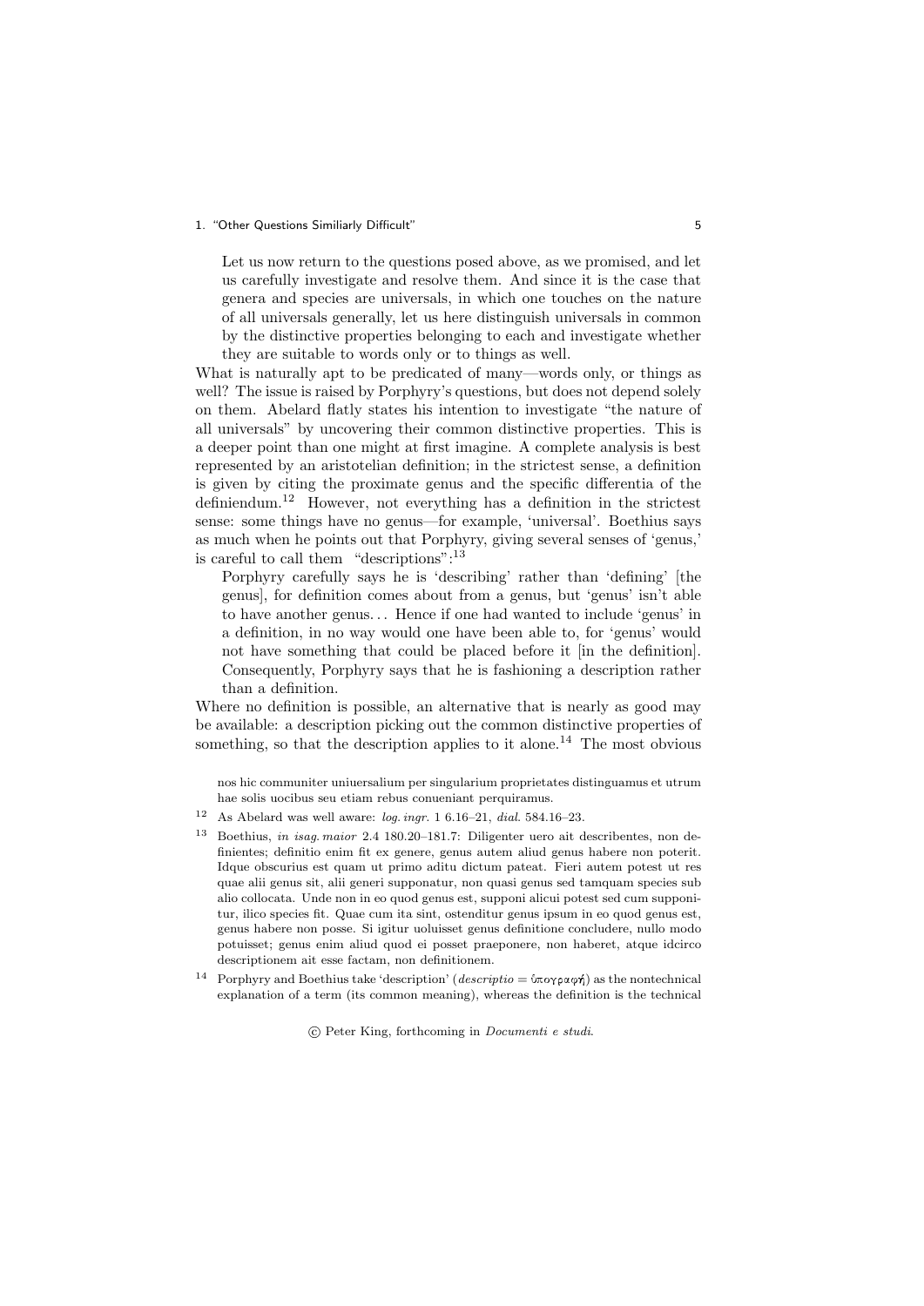> Let us now return to the questions posed above, as we promised, and let us carefully investigate and resolve them. And since it is the case that genera and species are universals, in which one touches on the nature of all universals generally, let us here distinguish universals in common by the distinctive properties belonging to each and investigate whether they are suitable to words only or to things as well.

What is naturally apt to be predicated of many—words only, or things as well? The issue is raised by Porphyry's questions, but does not depend solely on them. Abelard flatly states his intention to investigate "the nature of all universals" by uncovering their common distinctive properties. This is a deeper point than one might at first imagine. A complete analysis is best represented by an aristotelian definition; in the strictest sense, a definition is given by citing the proximate genus and the specific differentia of the definiendum.[12] However, not everything has a definition in the strictest sense: some things have no genus—for example, 'universal'. Boethius says as much when he points out that Porphyry, giving several senses of 'genus,' is careful to call them "descriptions":[13]

> Porphyry carefully says he is 'describing' rather than 'defining' [the genus], for definition comes about from a genus, but 'genus' isn't able to have another genus... Hence if one had wanted to include 'genus' in a definition, in no way would one have been able to, for 'genus' would not have something that could be placed before it [in the definition]. Consequently, Porphyry says that he is fashioning a description rather than a definition.

Where no definition is possible, an alternative that is nearly as good may be available: a description picking out the common distinctive properties of something, so that the description applies to it alone.[14] The most obvious

---

nos hic communiter uniuersalium per singularium proprietates distinguamus et utrum hae solis uocibus seu etiam rebus conueniant perquiramus.

[12] As Abelard was well aware: *log. ingr.* 1 6.16–21, *dial.* 584.16–23.

[13] Boethius, *in isag. maior* 2.4 180.20–181.7: Diligenter uero ait describentes, non definientes; definitio enim fit ex genere, genus autem aliud genus habere non poterit. Idque obscurius est quam ut primo aditu dictum pateat. Fieri autem potest ut res quae alii genus sit, alii generi supponatur, non quasi genus sed tamquam species sub alio collocata. Unde non in eo quod genus est, supponi alicui potest sed cum supponitur, ilico species fit. Quae cum ita sint, ostenditur genus ipsum in eo quod genus est, genus habere non posse. Si igitur uoluisset genus definitione concludere, nullo modo potuisset; genus enim aliud quod ei posset praeponere, non haberet, atque idcirco descriptionem ait esse factam, non definitionem.

[14] Porphyry and Boethius take 'description' (*descriptio* = ὑπογραφή) as the nontechnical explanation of a term (its common meaning), whereas the definition is the technical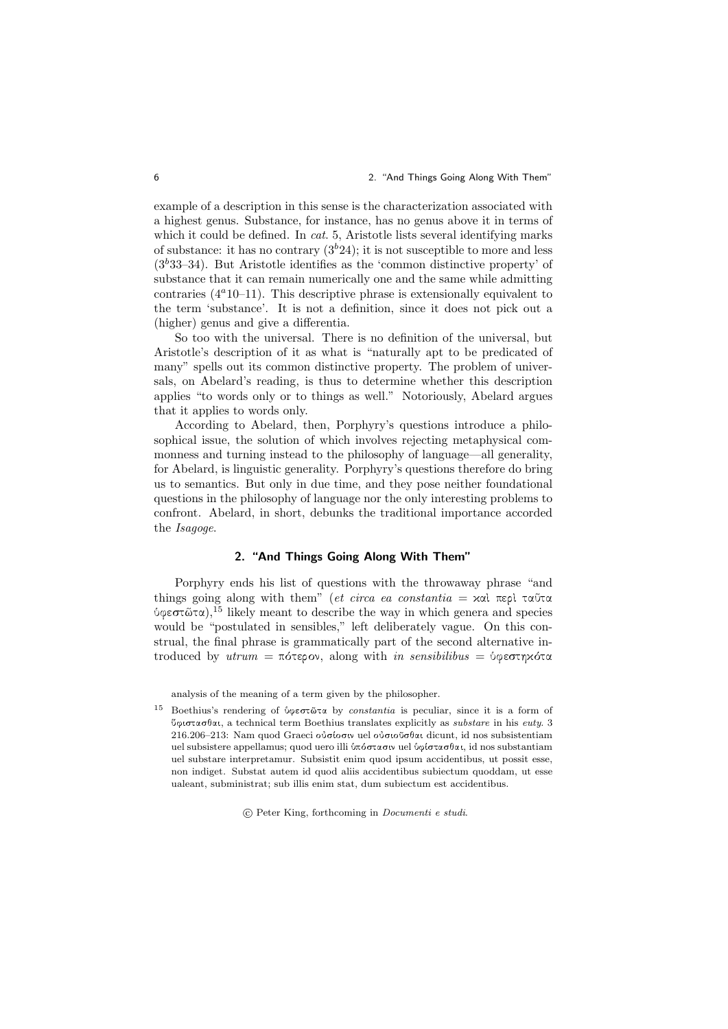example of a description in this sense is the characterization associated with a highest genus. Substance, for instance, has no genus above it in terms of which it could be defined. In *cat.* 5, Aristotle lists several identifying marks of substance: it has no contrary ($3^b24$); it is not susceptible to more and less ($3^b33$–34). But Aristotle identifies as the 'common distinctive property' of substance that it can remain numerically one and the same while admitting contraries ($4^a10$–11). This descriptive phrase is extensionally equivalent to the term 'substance'. It is not a definition, since it does not pick out a (higher) genus and give a differentia.

So too with the universal. There is no definition of the universal, but Aristotle's description of it as what is "naturally apt to be predicated of many" spells out its common distinctive property. The problem of universals, on Abelard's reading, is thus to determine whether this description applies "to words only or to things as well." Notoriously, Abelard argues that it applies to words only.

According to Abelard, then, Porphyry's questions introduce a philosophical issue, the solution of which involves rejecting metaphysical commonness and turning instead to the philosophy of language—all generality, for Abelard, is linguistic generality. Porphyry's questions therefore do bring us to semantics. But only in due time, and they pose neither foundational questions in the philosophy of language nor the only interesting problems to confront. Abelard, in short, debunks the traditional importance accorded the *Isagoge*.

## 2. "And Things Going Along With Them"

Porphyry ends his list of questions with the throwaway phrase "and things going along with them" (*et circa ea constantia* = καὶ περὶ ταῦτα ὑφεστῶτα),[15] likely meant to describe the way in which genera and species would be "postulated in sensibles," left deliberately vague. On this construal, the final phrase is grammatically part of the second alternative introduced by *utrum* = πότερον, along with *in sensibilibus* = ὑφεστηκότα

analysis of the meaning of a term given by the philosopher.

[15] Boethius's rendering of ὑφεστῶτα by *constantia* is peculiar, since it is a form of ὕφιστασθαι, a technical term Boethius translates explicitly as *substare* in his *euty.* 3 216.206–213: Nam quod Graeci οὐσίωσιν uel οὐσιοῦσθαι dicunt, id nos subsistentiam uel subsistere appellamus; quod uero illi ὑπόστασιν uel ὑφίστασθαι, id nos substantiam uel substare interpretamur. Subsistit enim quod ipsum accidentibus, ut possit esse, non indiget. Substat autem id quod aliis accidentibus subiectum quoddam, ut esse ualeant, subministrat; sub illis enim stat, dum subiectum est accidentibus.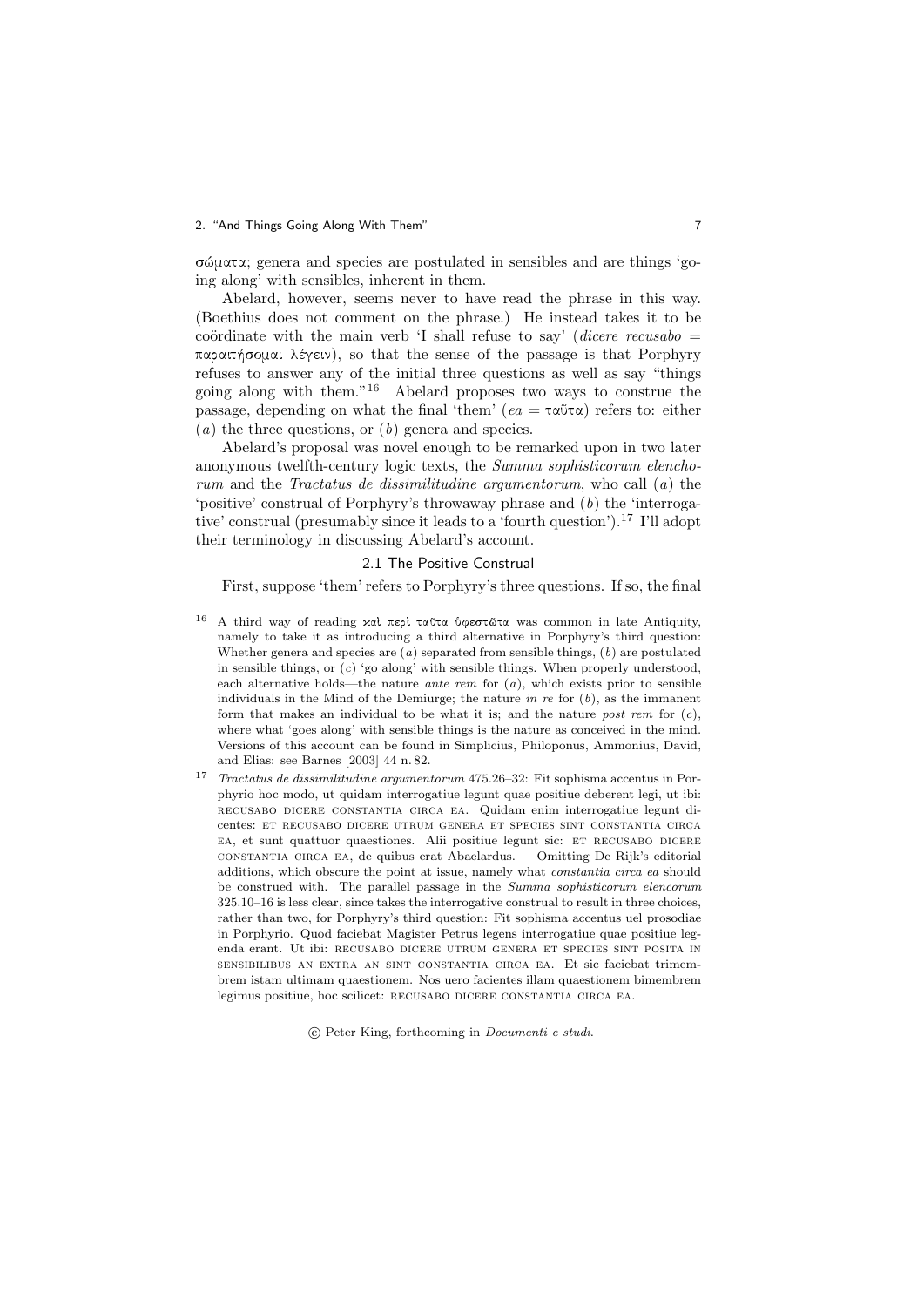σώματα; genera and species are postulated in sensibles and are things 'going along' with sensibles, inherent in them.

Abelard, however, seems never to have read the phrase in this way. (Boethius does not comment on the phrase.) He instead takes it to be coördinate with the main verb 'I shall refuse to say' (*dicere recusabo* = παραιτήσομαι λέγειν), so that the sense of the passage is that Porphyry refuses to answer any of the initial three questions as well as say "things going along with them."[16] Abelard proposes two ways to construe the passage, depending on what the final 'them' (*ea* = ταῦτα) refers to: either (*a*) the three questions, or (*b*) genera and species.

Abelard's proposal was novel enough to be remarked upon in two later anonymous twelfth-century logic texts, the *Summa sophisticorum elenchorum* and the *Tractatus de dissimilitudine argumentorum*, who call (*a*) the 'positive' construal of Porphyry's throwaway phrase and (*b*) the 'interrogative' construal (presumably since it leads to a 'fourth question').[17] I'll adopt their terminology in discussing Abelard's account.

### 2.1 The Positive Construal

First, suppose 'them' refers to Porphyry's three questions. If so, the final

---

[16] A third way of reading καὶ περὶ ταῦτα ὑφεστῶτα was common in late Antiquity, namely to take it as introducing a third alternative in Porphyry's third question: Whether genera and species are (*a*) separated from sensible things, (*b*) are postulated in sensible things, or (*c*) 'go along' with sensible things. When properly understood, each alternative holds—the nature *ante rem* for (*a*), which exists prior to sensible individuals in the Mind of the Demiurge; the nature *in re* for (*b*), as the immanent form that makes an individual to be what it is; and the nature *post rem* for (*c*), where what 'goes along' with sensible things is the nature as conceived in the mind. Versions of this account can be found in Simplicius, Philoponus, Ammonius, David, and Elias: see Barnes [2003] 44 n. 82.

[17] *Tractatus de dissimilitudine argumentorum* 475.26–32: Fit sophisma accentus in Porphyrio hoc modo, ut quidam interrogatiue legunt quae positiue deberent legi, ut ibi: RECUSABO DICERE CONSTANTIA CIRCA EA. Quidam enim interrogatiue legunt dicentes: ET RECUSABO DICERE UTRUM GENERA ET SPECIES SINT CONSTANTIA CIRCA EA, et sunt quattuor quaestiones. Alii positiue legunt sic: ET RECUSABO DICERE CONSTANTIA CIRCA EA, de quibus erat Abaelardus. —Omitting De Rijk's editorial additions, which obscure the point at issue, namely what *constantia circa ea* should be construed with. The parallel passage in the *Summa sophisticorum elencorum* 325.10–16 is less clear, since takes the interrogative construal to result in three choices, rather than two, for Porphyry's third question: Fit sophisma accentus uel prosodiae in Porphyrio. Quod faciebat Magister Petrus legens interrogatiue quae positiue legenda erant. Ut ibi: RECUSABO DICERE UTRUM GENERA ET SPECIES SINT POSITA IN SENSIBILIBUS AN EXTRA AN SINT CONSTANTIA CIRCA EA. Et sic faciebat trimembrem istam ultimam quaestionem. Nos uero facientes illam quaestionem bimembrem legimus positiue, hoc scilicet: RECUSABO DICERE CONSTANTIA CIRCA EA.

© Peter King, forthcoming in *Documenti e studi*.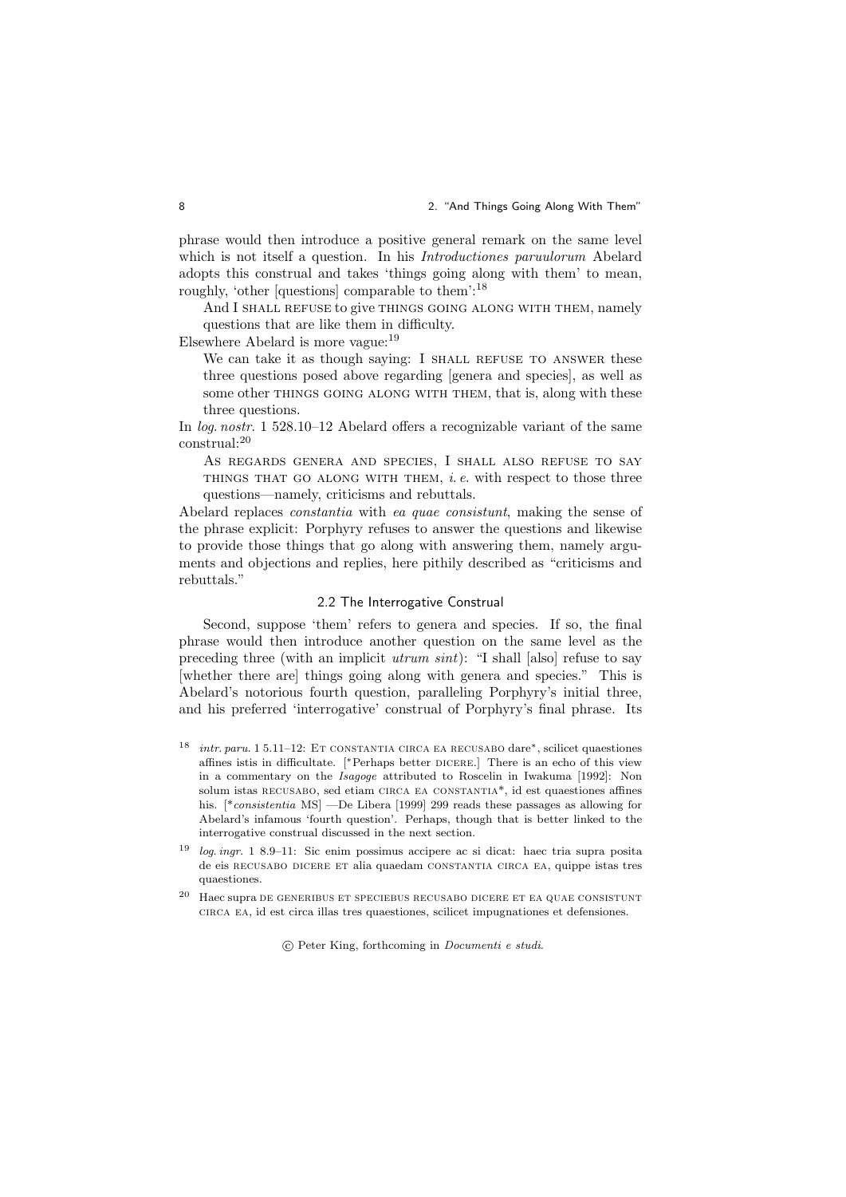phrase would then introduce a positive general remark on the same level which is not itself a question. In his *Introductiones paruulorum* Abelard adopts this construal and takes 'things going along with them' to mean, roughly, 'other [questions] comparable to them':[18]

> And I SHALL REFUSE to give THINGS GOING ALONG WITH THEM, namely questions that are like them in difficulty.

Elsewhere Abelard is more vague:[19]

> We can take it as though saying: I SHALL REFUSE TO ANSWER these three questions posed above regarding [genera and species], as well as some other THINGS GOING ALONG WITH THEM, that is, along with these three questions.

In *log. nostr.* 1 528.10–12 Abelard offers a recognizable variant of the same construal:[20]

> AS REGARDS GENERA AND SPECIES, I SHALL ALSO REFUSE TO SAY THINGS THAT GO ALONG WITH THEM, *i. e.* with respect to those three questions—namely, criticisms and rebuttals.

Abelard replaces *constantia* with *ea quae consistunt*, making the sense of the phrase explicit: Porphyry refuses to answer the questions and likewise to provide those things that go along with answering them, namely arguments and objections and replies, here pithily described as "criticisms and rebuttals."

### 2.2 The Interrogative Construal

Second, suppose 'them' refers to genera and species. If so, the final phrase would then introduce another question on the same level as the preceding three (with an implicit *utrum sint*): "I shall [also] refuse to say [whether there are] things going along with genera and species." This is Abelard's notorious fourth question, paralleling Porphyry's initial three, and his preferred 'interrogative' construal of Porphyry's final phrase. Its

[18] *intr. paru.* 1 5.11–12: ET CONSTANTIA CIRCA EA RECUSABO dare*, scilicet quaestiones affines istis in difficultate. [*Perhaps better DICERE.] There is an echo of this view in a commentary on the *Isagoge* attributed to Roscelin in Iwakuma [1992]: Non solum istas RECUSABO, sed etiam CIRCA EA CONSTANTIA*, id est quaestiones affines his. [*consistentia MS] —De Libera [1999] 299 reads these passages as allowing for Abelard's infamous 'fourth question'. Perhaps, though that is better linked to the interrogative construal discussed in the next section.

[19] *log. ingr.* 1 8.9–11: Sic enim possimus accipere ac si dicat: haec tria supra posita de eis RECUSABO DICERE ET alia quaedam CONSTANTIA CIRCA EA, quippe istas tres quaestiones.

[20] Haec supra DE GENERIBUS ET SPECIEBUS RECUSABO DICERE ET EA QUAE CONSISTUNT CIRCA EA, id est circa illas tres quaestiones, scilicet impugnationes et defensiones.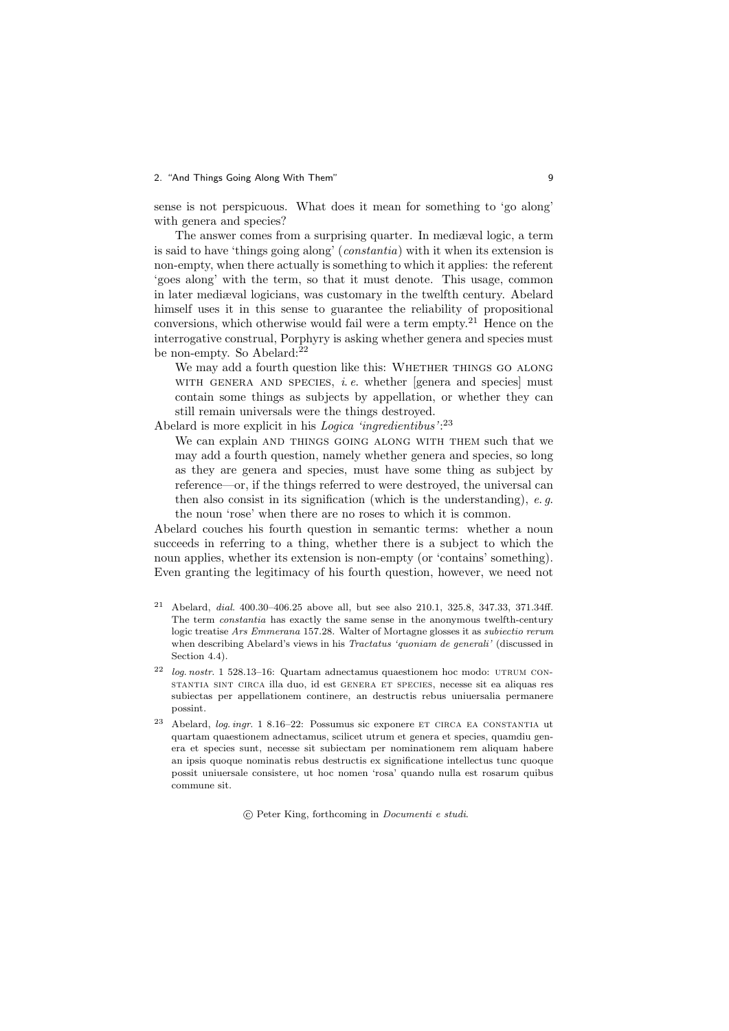sense is not perspicuous. What does it mean for something to 'go along' with genera and species?

The answer comes from a surprising quarter. In mediæval logic, a term is said to have 'things going along' (*constantia*) with it when its extension is non-empty, when there actually is something to which it applies: the referent 'goes along' with the term, so that it must denote. This usage, common in later mediæval logicians, was customary in the twelfth century. Abelard himself uses it in this sense to guarantee the reliability of propositional conversions, which otherwise would fail were a term empty.[21] Hence on the interrogative construal, Porphyry is asking whether genera and species must be non-empty. So Abelard:[22]

> We may add a fourth question like this: WHETHER THINGS GO ALONG WITH GENERA AND SPECIES, *i. e.* whether [genera and species] must contain some things as subjects by appellation, or whether they can still remain universals were the things destroyed.

Abelard is more explicit in his *Logica 'ingredientibus'*:[23]

> We can explain AND THINGS GOING ALONG WITH THEM such that we may add a fourth question, namely whether genera and species, so long as they are genera and species, must have some thing as subject by reference—or, if the things referred to were destroyed, the universal can then also consist in its signification (which is the understanding), *e. g.* the noun 'rose' when there are no roses to which it is common.

Abelard couches his fourth question in semantic terms: whether a noun succeeds in referring to a thing, whether there is a subject to which the noun applies, whether its extension is non-empty (or 'contains' something). Even granting the legitimacy of his fourth question, however, we need not

---

[21] Abelard, *dial.* 400.30–406.25 above all, but see also 210.1, 325.8, 347.33, 371.34ff. The term *constantia* has exactly the same sense in the anonymous twelfth-century logic treatise *Ars Emmerana* 157.28. Walter of Mortagne glosses it as *subiectio rerum* when describing Abelard's views in his *Tractatus 'quoniam de generali'* (discussed in Section 4.4).

[22] *log. nostr.* 1 528.13–16: Quartam adnectamus quaestionem hoc modo: UTRUM CONSTANTIA SINT CIRCA illa duo, id est GENERA ET SPECIES, necesse sit ea aliquas res subiectas per appellationem continere, an destructis rebus uniuersalia permanere possint.

[23] Abelard, *log. ingr.* 1 8.16–22: Possumus sic exponere ET CIRCA EA CONSTANTIA ut quartam quaestionem adnectamus, scilicet utrum et genera et species, quamdiu genera et species sunt, necesse sit subiectam per nominationem rem aliquam habere an ipsis quoque nominatis rebus destructis ex significatione intellectus tunc quoque possit uniuersale consistere, ut hoc nomen 'rosa' quando nulla est rosarum quibus commune sit.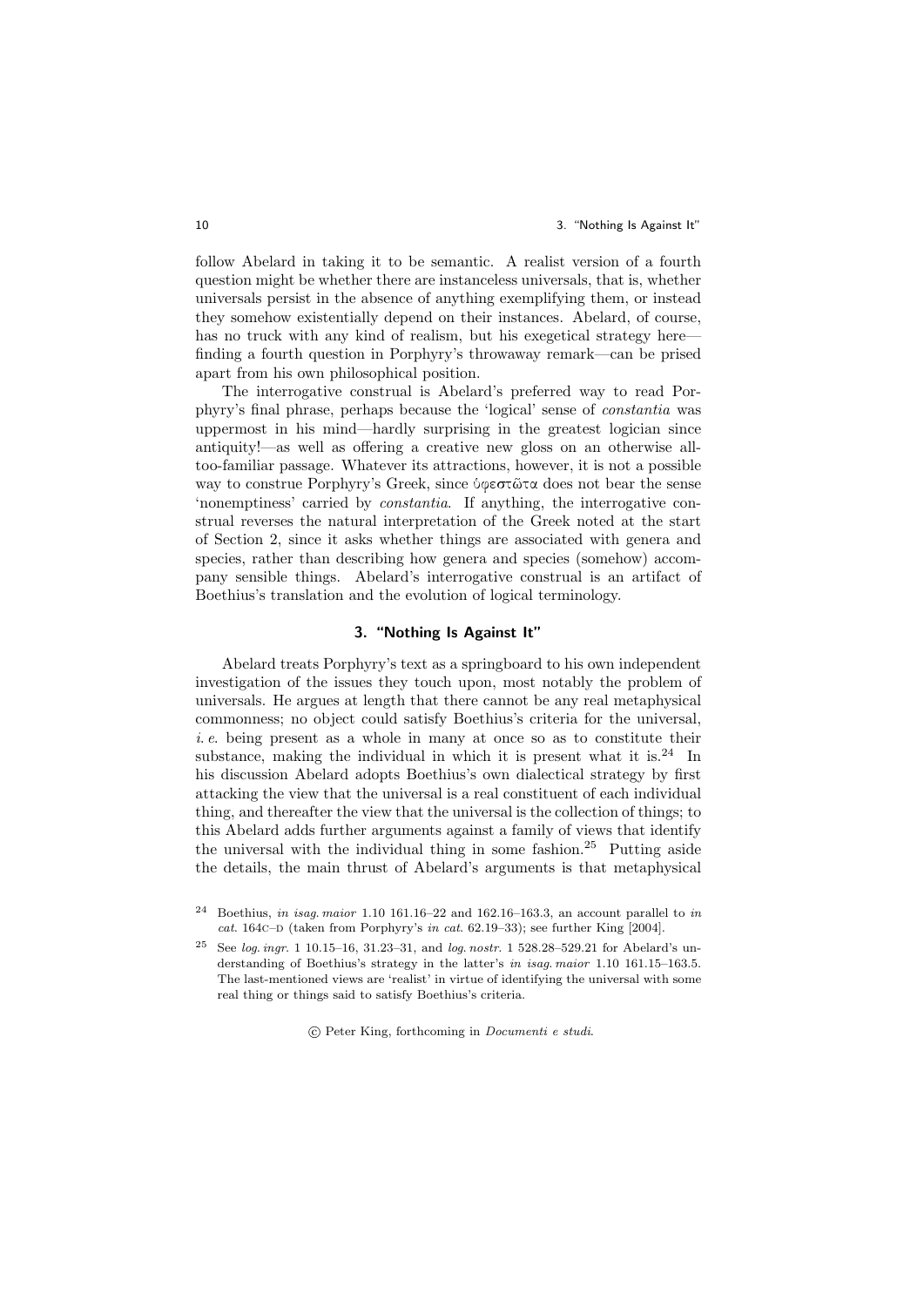follow Abelard in taking it to be semantic. A realist version of a fourth question might be whether there are instanceless universals, that is, whether universals persist in the absence of anything exemplifying them, or instead they somehow existentially depend on their instances. Abelard, of course, has no truck with any kind of realism, but his exegetical strategy here—finding a fourth question in Porphyry's throwaway remark—can be prised apart from his own philosophical position.

The interrogative construal is Abelard's preferred way to read Porphyry's final phrase, perhaps because the 'logical' sense of *constantia* was uppermost in his mind—hardly surprising in the greatest logician since antiquity!—as well as offering a creative new gloss on an otherwise all-too-familiar passage. Whatever its attractions, however, it is not a possible way to construe Porphyry's Greek, since ὑφεστῶτα does not bear the sense 'nonemptiness' carried by *constantia*. If anything, the interrogative construal reverses the natural interpretation of the Greek noted at the start of Section 2, since it asks whether things are associated with genera and species, rather than describing how genera and species (somehow) accompany sensible things. Abelard's interrogative construal is an artifact of Boethius's translation and the evolution of logical terminology.

## 3. "Nothing Is Against It"

Abelard treats Porphyry's text as a springboard to his own independent investigation of the issues they touch upon, most notably the problem of universals. He argues at length that there cannot be any real metaphysical commonness; no object could satisfy Boethius's criteria for the universal, *i. e.* being present as a whole in many at once so as to constitute their substance, making the individual in which it is present what it is.[24] In his discussion Abelard adopts Boethius's own dialectical strategy by first attacking the view that the universal is a real constituent of each individual thing, and thereafter the view that the universal is the collection of things; to this Abelard adds further arguments against a family of views that identify the universal with the individual thing in some fashion.[25] Putting aside the details, the main thrust of Abelard's arguments is that metaphysical

[24] Boethius, *in isag. maior* 1.10 161.16–22 and 162.16–163.3, an account parallel to *in cat.* 164C–D (taken from Porphyry's *in cat.* 62.19–33); see further King [2004].

[25] See *log. ingr.* 1 10.15–16, 31.23–31, and *log. nostr.* 1 528.28–529.21 for Abelard's understanding of Boethius's strategy in the latter's *in isag. maior* 1.10 161.15–163.5. The last-mentioned views are 'realist' in virtue of identifying the universal with some real thing or things said to satisfy Boethius's criteria.

© Peter King, forthcoming in *Documenti e studi*.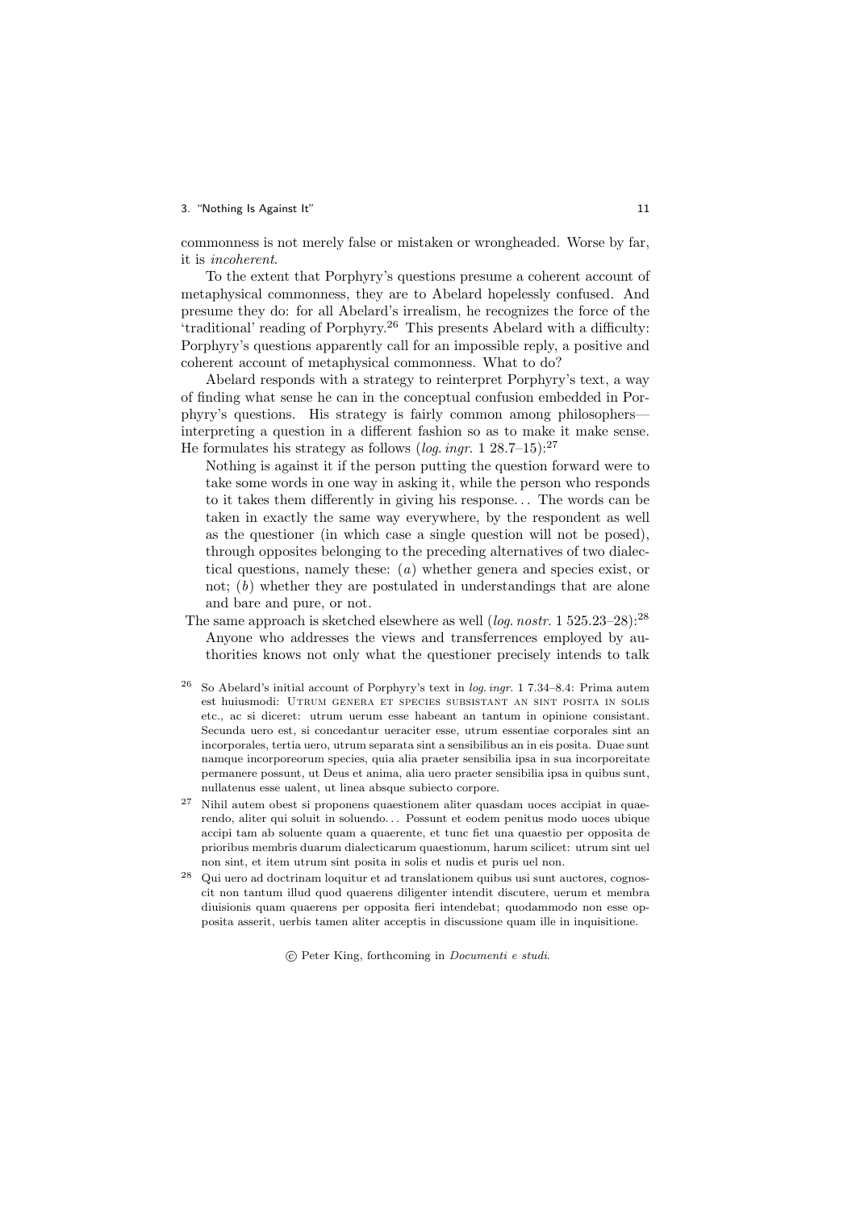commonness is not merely false or mistaken or wrongheaded. Worse by far, it is *incoherent*.

To the extent that Porphyry's questions presume a coherent account of metaphysical commonness, they are to Abelard hopelessly confused. And presume they do: for all Abelard's irrealism, he recognizes the force of the 'traditional' reading of Porphyry.[26] This presents Abelard with a difficulty: Porphyry's questions apparently call for an impossible reply, a positive and coherent account of metaphysical commonness. What to do?

Abelard responds with a strategy to reinterpret Porphyry's text, a way of finding what sense he can in the conceptual confusion embedded in Porphyry's questions. His strategy is fairly common among philosophers—interpreting a question in a different fashion so as to make it make sense. He formulates his strategy as follows (*log. ingr.* 1 28.7–15):[27]

> Nothing is against it if the person putting the question forward were to take some words in one way in asking it, while the person who responds to it takes them differently in giving his response... The words can be taken in exactly the same way everywhere, by the respondent as well as the questioner (in which case a single question will not be posed), through opposites belonging to the preceding alternatives of two dialectical questions, namely these: (*a*) whether genera and species exist, or not; (*b*) whether they are postulated in understandings that are alone and bare and pure, or not.

The same approach is sketched elsewhere as well (*log. nostr.* 1 525.23–28):[28]

> Anyone who addresses the views and transferrences employed by authorities knows not only what the questioner precisely intends to talk

[26] So Abelard's initial account of Porphyry's text in *log. ingr.* 1 7.34–8.4: Prima autem est huiusmodi: UTRUM GENERA ET SPECIES SUBSISTANT AN SINT POSITA IN SOLIS etc., ac si diceret: utrum uerum esse habeant an tantum in opinione consistant. Secunda uero est, si concedantur ueraciter esse, utrum essentiae corporales sint an incorporales, tertia uero, utrum separata sint a sensibilibus an in eis posita. Duae sunt namque incorporeorum species, quia alia praeter sensibilia ipsa in sua incorporeitate permanere possunt, ut Deus et anima, alia uero praeter sensibilia ipsa in quibus sunt, nullatenus esse ualent, ut linea absque subiecto corpore.

[27] Nihil autem obest si proponens quaestionem aliter quasdam uoces accipiat in quaerendo, aliter qui soluit in soluendo... Possunt et eodem penitus modo uoces ubique accipi tam ab soluente quam a quaerente, et tunc fiet una quaestio per opposita de prioribus membris duarum dialecticarum quaestionum, harum scilicet: utrum sint uel non sint, et item utrum sint posita in solis et nudis et puris uel non.

[28] Qui uero ad doctrinam loquitur et ad translationem quibus usi sunt auctores, cognoscit non tantum illud quod quaerens diligenter intendit discutere, uerum et membra diuisionis quam quaerens per opposita fieri intendebat; quodammodo non esse opposita asserit, uerbis tamen aliter acceptis in discussione quam ille in inquisitione.

© Peter King, forthcoming in *Documenti e studi*.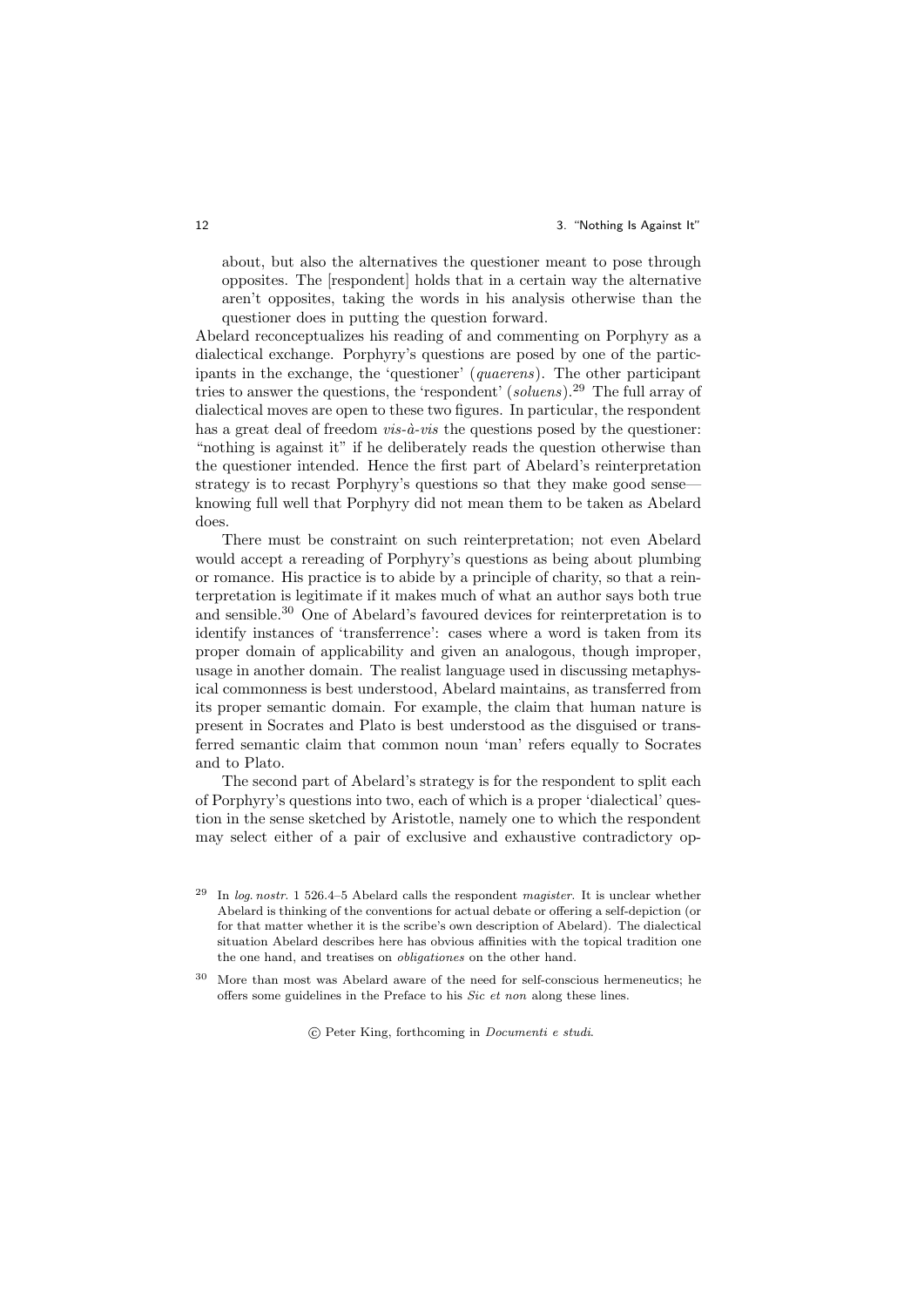> about, but also the alternatives the questioner meant to pose through opposites. The [respondent] holds that in a certain way the alternative aren't opposites, taking the words in his analysis otherwise than the questioner does in putting the question forward.

Abelard reconceptualizes his reading of and commenting on Porphyry as a dialectical exchange. Porphyry's questions are posed by one of the participants in the exchange, the 'questioner' (*quaerens*). The other participant tries to answer the questions, the 'respondent' (*soluens*).[29] The full array of dialectical moves are open to these two figures. In particular, the respondent has a great deal of freedom *vis-à-vis* the questions posed by the questioner: "nothing is against it" if he deliberately reads the question otherwise than the questioner intended. Hence the first part of Abelard's reinterpretation strategy is to recast Porphyry's questions so that they make good sense—knowing full well that Porphyry did not mean them to be taken as Abelard does.

There must be constraint on such reinterpretation; not even Abelard would accept a rereading of Porphyry's questions as being about plumbing or romance. His practice is to abide by a principle of charity, so that a reinterpretation is legitimate if it makes much of what an author says both true and sensible.[30] One of Abelard's favoured devices for reinterpretation is to identify instances of 'transferrence': cases where a word is taken from its proper domain of applicability and given an analogous, though improper, usage in another domain. The realist language used in discussing metaphysical commonness is best understood, Abelard maintains, as transferred from its proper semantic domain. For example, the claim that human nature is present in Socrates and Plato is best understood as the disguised or transferred semantic claim that common noun 'man' refers equally to Socrates and to Plato.

The second part of Abelard's strategy is for the respondent to split each of Porphyry's questions into two, each of which is a proper 'dialectical' question in the sense sketched by Aristotle, namely one to which the respondent may select either of a pair of exclusive and exhaustive contradictory op-

[29] In *log. nostr.* 1 526.4–5 Abelard calls the respondent *magister*. It is unclear whether Abelard is thinking of the conventions for actual debate or offering a self-depiction (or for that matter whether it is the scribe's own description of Abelard). The dialectical situation Abelard describes here has obvious affinities with the topical tradition one the one hand, and treatises on *obligationes* on the other hand.

[30] More than most was Abelard aware of the need for self-conscious hermeneutics; he offers some guidelines in the Preface to his *Sic et non* along these lines.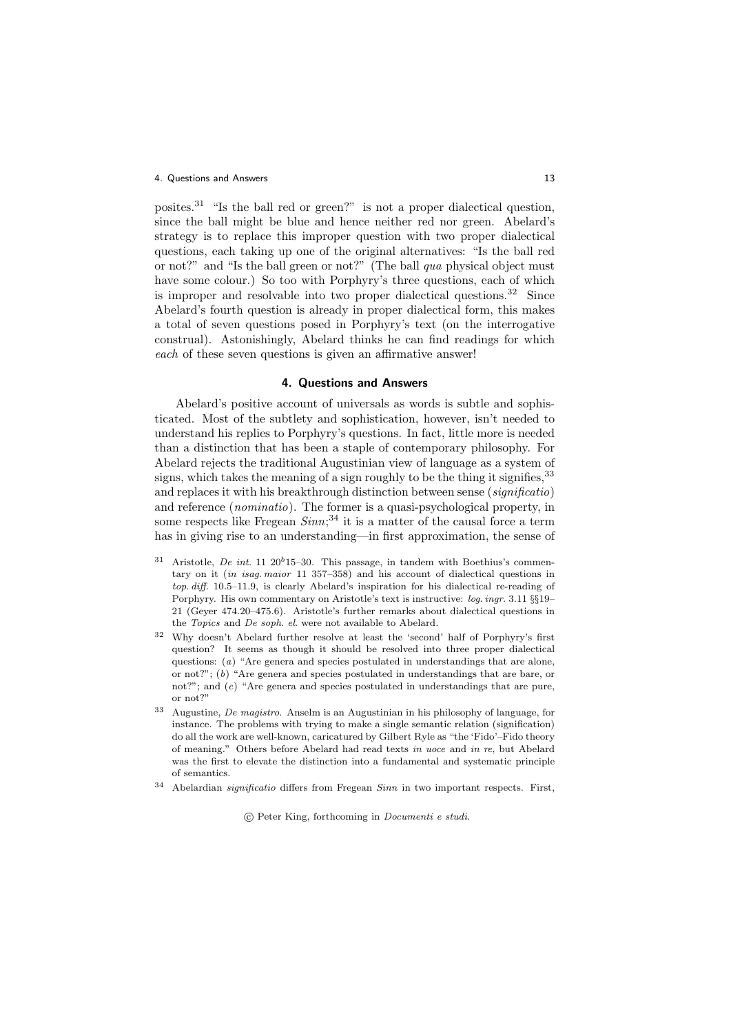posites.[31] "Is the ball red or green?" is not a proper dialectical question, since the ball might be blue and hence neither red nor green. Abelard's strategy is to replace this improper question with two proper dialectical questions, each taking up one of the original alternatives: "Is the ball red or not?" and "Is the ball green or not?" (The ball *qua* physical object must have some colour.) So too with Porphyry's three questions, each of which is improper and resolvable into two proper dialectical questions.[32] Since Abelard's fourth question is already in proper dialectical form, this makes a total of seven questions posed in Porphyry's text (on the interrogative construal). Astonishingly, Abelard thinks he can find readings for which *each* of these seven questions is given an affirmative answer!

## 4. Questions and Answers

Abelard's positive account of universals as words is subtle and sophisticated. Most of the subtlety and sophistication, however, isn't needed to understand his replies to Porphyry's questions. In fact, little more is needed than a distinction that has been a staple of contemporary philosophy. For Abelard rejects the traditional Augustinian view of language as a system of signs, which takes the meaning of a sign roughly to be the thing it signifies,[33] and replaces it with his breakthrough distinction between sense (*significatio*) and reference (*nominatio*). The former is a quasi-psychological property, in some respects like Fregean *Sinn*;[34] it is a matter of the causal force a term has in giving rise to an understanding—in first approximation, the sense of

[31] Aristotle, *De int.* 11 $20^b$15–30. This passage, in tandem with Boethius's commentary on it (*in isag. maior* 11 357–358) and his account of dialectical questions in *top. diff.* 10.5–11.9, is clearly Abelard's inspiration for his dialectical re-reading of Porphyry. His own commentary on Aristotle's text is instructive: *log. ingr.* 3.11 §§19–21 (Geyer 474.20–475.6). Aristotle's further remarks about dialectical questions in the *Topics* and *De soph. el.* were not available to Abelard.

[32] Why doesn't Abelard further resolve at least the 'second' half of Porphyry's first question? It seems as though it should be resolved into three proper dialectical questions: (*a*) "Are genera and species postulated in understandings that are alone, or not?"; (*b*) "Are genera and species postulated in understandings that are bare, or not?"; and (*c*) "Are genera and species postulated in understandings that are pure, or not?"

[33] Augustine, *De magistro*. Anselm is an Augustinian in his philosophy of language, for instance. The problems with trying to make a single semantic relation (signification) do all the work are well-known, caricatured by Gilbert Ryle as "the 'Fido'–Fido theory of meaning." Others before Abelard had read texts *in uoce* and *in re*, but Abelard was the first to elevate the distinction into a fundamental and systematic principle of semantics.

[34] Abelardian *significatio* differs from Fregean *Sinn* in two important respects. First,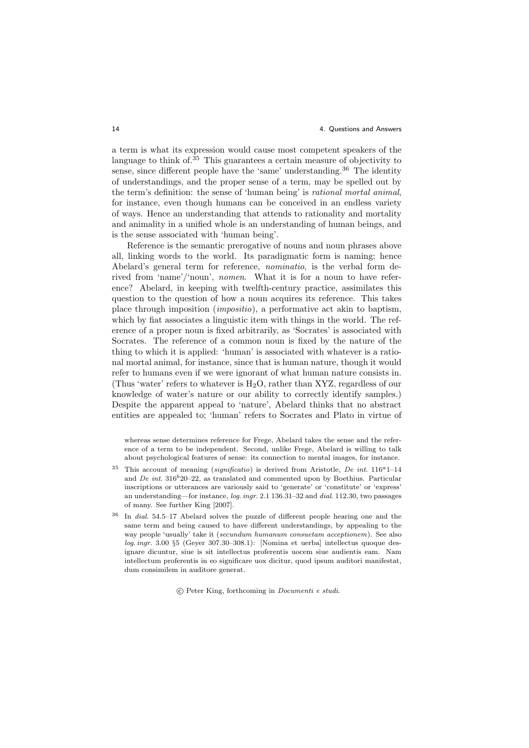a term is what its expression would cause most competent speakers of the language to think of.[35] This guarantees a certain measure of objectivity to sense, since different people have the 'same' understanding.[36] The identity of understandings, and the proper sense of a term, may be spelled out by the term's definition: the sense of 'human being' is *rational mortal animal*, for instance, even though humans can be conceived in an endless variety of ways. Hence an understanding that attends to rationality and mortality and animality in a unified whole is an understanding of human beings, and is the sense associated with 'human being'.

Reference is the semantic prerogative of nouns and noun phrases above all, linking words to the world. Its paradigmatic form is naming; hence Abelard's general term for reference, *nominatio*, is the verbal form derived from 'name'/'noun', *nomen*. What it is for a noun to have reference? Abelard, in keeping with twelfth-century practice, assimilates this question to the question of how a noun acquires its reference. This takes place through imposition (*impositio*), a performative act akin to baptism, which by fiat associates a linguistic item with things in the world. The reference of a proper noun is fixed arbitrarily, as 'Socrates' is associated with Socrates. The reference of a common noun is fixed by the nature of the thing to which it is applied: 'human' is associated with whatever is a rational mortal animal, for instance, since that is human nature, though it would refer to humans even if we were ignorant of what human nature consists in. (Thus 'water' refers to whatever is $H_2O$, rather than XYZ, regardless of our knowledge of water's nature or our ability to correctly identify samples.) Despite the apparent appeal to 'nature', Abelard thinks that no abstract entities are appealed to; 'human' refers to Socrates and Plato in virtue of

whereas sense determines reference for Frege, Abelard takes the sense and the reference of a term to be independent. Second, unlike Frege, Abelard is willing to talk about psychological features of sense: its connection to mental images, for instance.

[35] This account of meaning (*significatio*) is derived from Aristotle, *De int.* $116^a1$–14 and *De int.* $316^b20$–22, as translated and commented upon by Boethius. Particular inscriptions or utterances are variously said to 'generate' or 'constitute' or 'express' an understanding—for instance, *log. ingr.* 2.1 136.31–32 and *dial.* 112.30, two passages of many. See further King [2007].

[36] In *dial.* 54.5–17 Abelard solves the puzzle of different people hearing one and the same term and being caused to have different understandings, by appealing to the way people 'usually' take it (*secundum humanum consuetam acceptionem*). See also *log. ingr.* 3.00 §5 (Geyer 307.30–308.1): [Nomina et uerba] intellectus quoque designare dicuntur, siue is sit intellectus proferentis uocem siue audientis eam. Nam intellectum proferentis in eo significare uox dicitur, quod ipsum auditori manifestat, dum consimilem in auditore generat.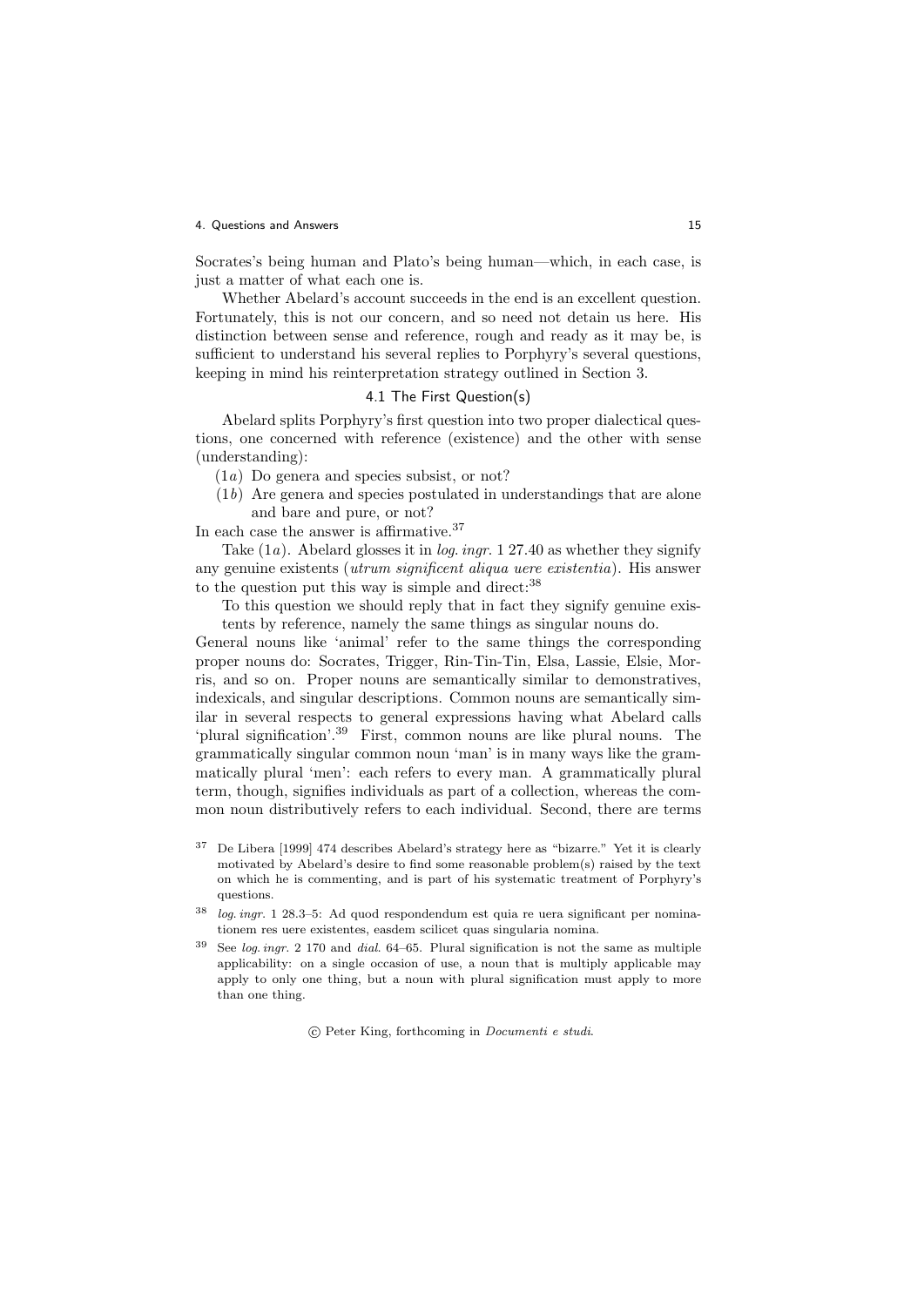Socrates's being human and Plato's being human—which, in each case, is just a matter of what each one is.

Whether Abelard's account succeeds in the end is an excellent question. Fortunately, this is not our concern, and so need not detain us here. His distinction between sense and reference, rough and ready as it may be, is sufficient to understand his several replies to Porphyry's several questions, keeping in mind his reinterpretation strategy outlined in Section 3.

### 4.1 The First Question(s)

Abelard splits Porphyry's first question into two proper dialectical questions, one concerned with reference (existence) and the other with sense (understanding):

(1*a*) Do genera and species subsist, or not?

(1*b*) Are genera and species postulated in understandings that are alone and bare and pure, or not?

In each case the answer is affirmative.[37]

Take (1*a*). Abelard glosses it in *log. ingr.* 1 27.40 as whether they signify any genuine existents (*utrum significent aliqua uere existentia*). His answer to the question put this way is simple and direct:[38]

> To this question we should reply that in fact they signify genuine existents by reference, namely the same things as singular nouns do.

General nouns like 'animal' refer to the same things the corresponding proper nouns do: Socrates, Trigger, Rin-Tin-Tin, Elsa, Lassie, Elsie, Morris, and so on. Proper nouns are semantically similar to demonstratives, indexicals, and singular descriptions. Common nouns are semantically similar in several respects to general expressions having what Abelard calls 'plural signification'.[39] First, common nouns are like plural nouns. The grammatically singular common noun 'man' is in many ways like the grammatically plural 'men': each refers to every man. A grammatically plural term, though, signifies individuals as part of a collection, whereas the common noun distributively refers to each individual. Second, there are terms

---

[37] De Libera [1999] 474 describes Abelard's strategy here as "bizarre." Yet it is clearly motivated by Abelard's desire to find some reasonable problem(s) raised by the text on which he is commenting, and is part of his systematic treatment of Porphyry's questions.

[38] *log. ingr.* 1 28.3–5: Ad quod respondendum est quia re uera significant per nominationem res uere existentes, easdem scilicet quas singularia nomina.

[39] See *log. ingr.* 2 170 and *dial.* 64–65. Plural signification is not the same as multiple applicability: on a single occasion of use, a noun that is multiply applicable may apply to only one thing, but a noun with plural signification must apply to more than one thing.

© Peter King, forthcoming in *Documenti e studi*.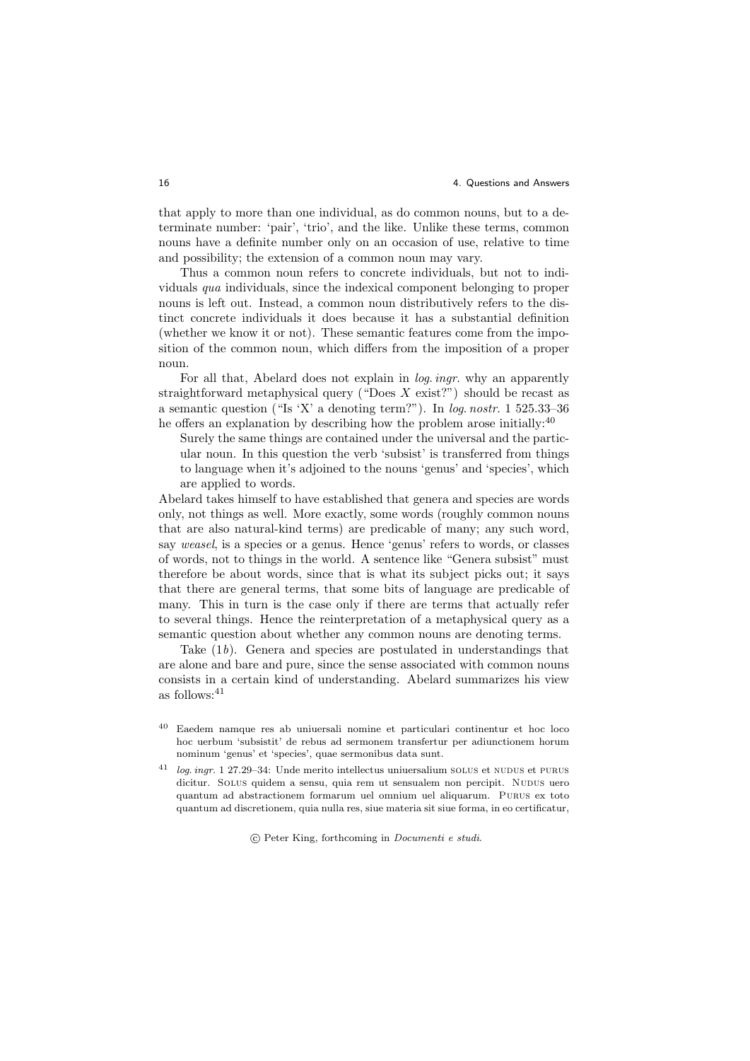that apply to more than one individual, as do common nouns, but to a determinate number: 'pair', 'trio', and the like. Unlike these terms, common nouns have a definite number only on an occasion of use, relative to time and possibility; the extension of a common noun may vary.

Thus a common noun refers to concrete individuals, but not to individuals *qua* individuals, since the indexical component belonging to proper nouns is left out. Instead, a common noun distributively refers to the distinct concrete individuals it does because it has a substantial definition (whether we know it or not). These semantic features come from the imposition of the common noun, which differs from the imposition of a proper noun.

For all that, Abelard does not explain in *log. ingr.* why an apparently straightforward metaphysical query ("Does $X$ exist?") should be recast as a semantic question ("Is 'X' a denoting term?"). In *log. nostr.* 1 525.33–36 he offers an explanation by describing how the problem arose initially:[40]

> Surely the same things are contained under the universal and the particular noun. In this question the verb 'subsist' is transferred from things to language when it's adjoined to the nouns 'genus' and 'species', which are applied to words.

Abelard takes himself to have established that genera and species are words only, not things as well. More exactly, some words (roughly common nouns that are also natural-kind terms) are predicable of many; any such word, say *weasel*, is a species or a genus. Hence 'genus' refers to words, or classes of words, not to things in the world. A sentence like "Genera subsist" must therefore be about words, since that is what its subject picks out; it says that there are general terms, that some bits of language are predicable of many. This in turn is the case only if there are terms that actually refer to several things. Hence the reinterpretation of a metaphysical query as a semantic question about whether any common nouns are denoting terms.

Take (1*b*). Genera and species are postulated in understandings that are alone and bare and pure, since the sense associated with common nouns consists in a certain kind of understanding. Abelard summarizes his view as follows:[41]

---

[40] Eaedem namque res ab uniuersali nomine et particulari continentur et hoc loco hoc uerbum 'subsistit' de rebus ad sermonem transfertur per adiunctionem horum nominum 'genus' et 'species', quae sermonibus data sunt.

[41] *log. ingr.* 1 27.29–34: Unde merito intellectus uniuersalium SOLUS et NUDUS et PURUS dicitur. SOLUS quidem a sensu, quia rem ut sensualem non percipit. NUDUS uero quantum ad abstractionem formarum uel omnium uel aliquarum. PURUS ex toto quantum ad discretionem, quia nulla res, siue materia sit siue forma, in eo certificatur,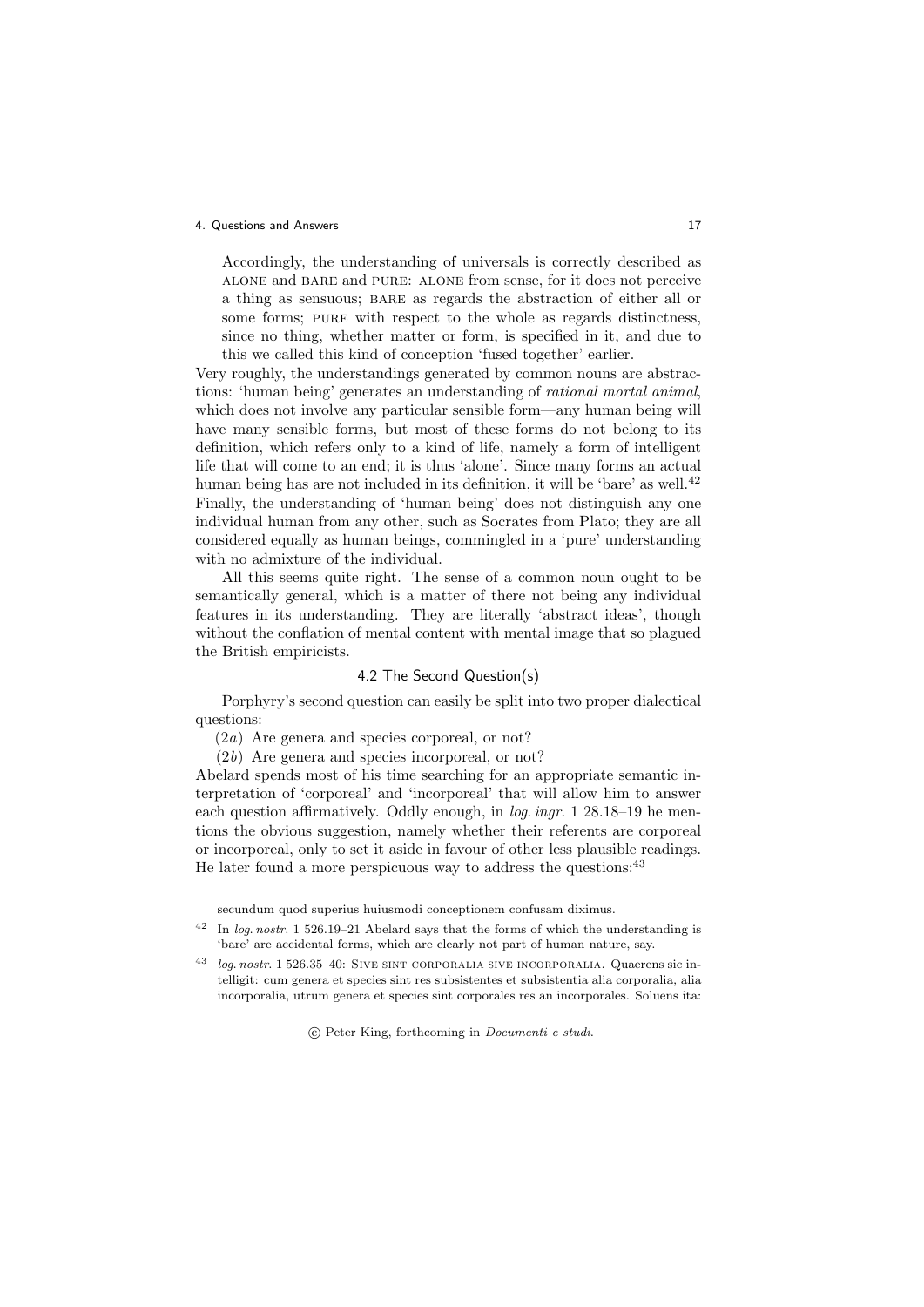> Accordingly, the understanding of universals is correctly described as ALONE and BARE and PURE: ALONE from sense, for it does not perceive a thing as sensuous; BARE as regards the abstraction of either all or some forms; PURE with respect to the whole as regards distinctness, since no thing, whether matter or form, is specified in it, and due to this we called this kind of conception 'fused together' earlier.

Very roughly, the understandings generated by common nouns are abstractions: 'human being' generates an understanding of *rational mortal animal*, which does not involve any particular sensible form—any human being will have many sensible forms, but most of these forms do not belong to its definition, which refers only to a kind of life, namely a form of intelligent life that will come to an end; it is thus 'alone'. Since many forms an actual human being has are not included in its definition, it will be 'bare' as well.[42] Finally, the understanding of 'human being' does not distinguish any one individual human from any other, such as Socrates from Plato; they are all considered equally as human beings, commingled in a 'pure' understanding with no admixture of the individual.

All this seems quite right. The sense of a common noun ought to be semantically general, which is a matter of there not being any individual features in its understanding. They are literally 'abstract ideas', though without the conflation of mental content with mental image that so plagued the British empiricists.

### 4.2 The Second Question(s)

Porphyry's second question can easily be split into two proper dialectical questions:

(2*a*) Are genera and species corporeal, or not?

(2*b*) Are genera and species incorporeal, or not?

Abelard spends most of his time searching for an appropriate semantic interpretation of 'corporeal' and 'incorporeal' that will allow him to answer each question affirmatively. Oddly enough, in *log. ingr.* 1 28.18–19 he mentions the obvious suggestion, namely whether their referents are corporeal or incorporeal, only to set it aside in favour of other less plausible readings. He later found a more perspicuous way to address the questions:[43]

---

secundum quod superius huiusmodi conceptionem confusam diximus.

[42] In *log. nostr.* 1 526.19–21 Abelard says that the forms of which the understanding is 'bare' are accidental forms, which are clearly not part of human nature, say.

[43] *log. nostr.* 1 526.35–40: SIVE SINT CORPORALIA SIVE INCORPORALIA. Quaerens sic intelligit: cum genera et species sint res subsistentes et subsistentia alia corporalia, alia incorporalia, utrum genera et species sint corporales res an incorporales. Soluens ita:

© Peter King, forthcoming in *Documenti e studi*.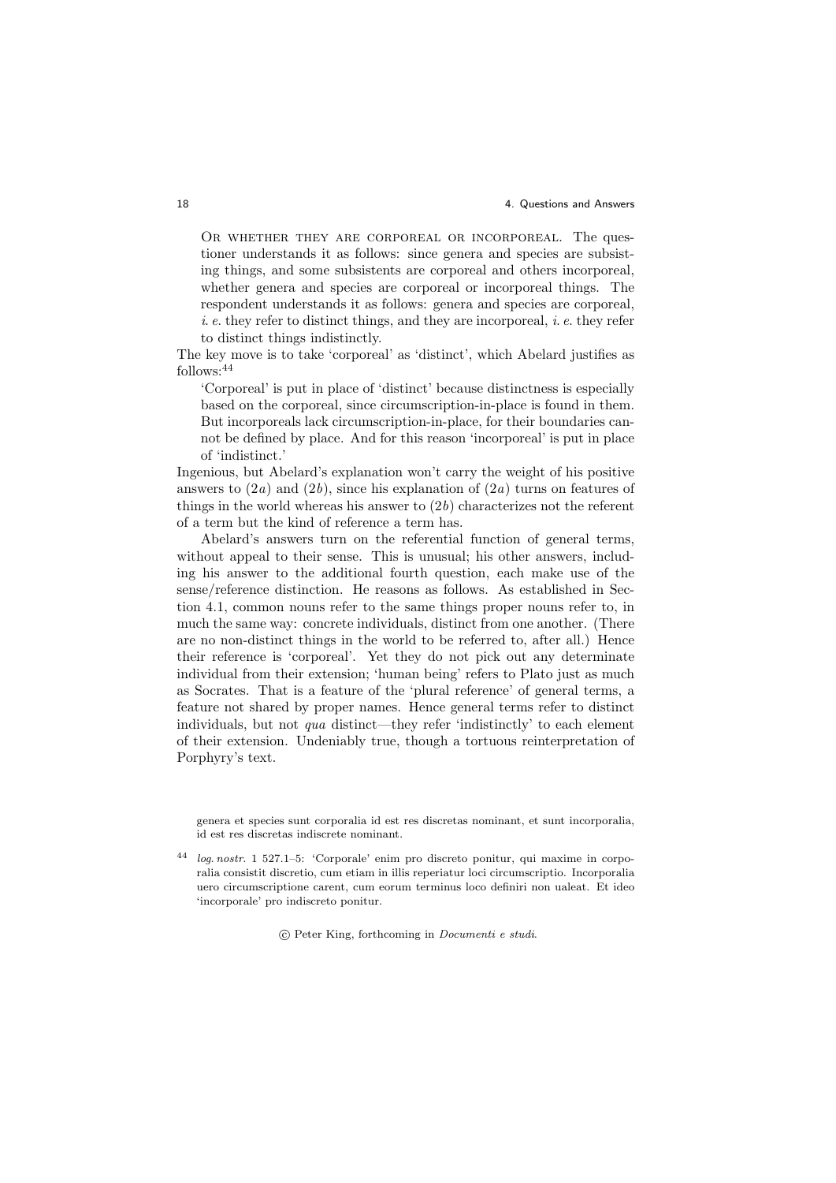Or whether they are corporeal or incorporeal. The questioner understands it as follows: since genera and species are subsisting things, and some subsistents are corporeal and others incorporeal, whether genera and species are corporeal or incorporeal things. The respondent understands it as follows: genera and species are corporeal, *i. e.* they refer to distinct things, and they are incorporeal, *i. e.* they refer to distinct things indistinctly.

The key move is to take 'corporeal' as 'distinct', which Abelard justifies as follows:[44]

> 'Corporeal' is put in place of 'distinct' because distinctness is especially based on the corporeal, since circumscription-in-place is found in them. But incorporeals lack circumscription-in-place, for their boundaries cannot be defined by place. And for this reason 'incorporeal' is put in place of 'indistinct.'

Ingenious, but Abelard's explanation won't carry the weight of his positive answers to (2*a*) and (2*b*), since his explanation of (2*a*) turns on features of things in the world whereas his answer to (2*b*) characterizes not the referent of a term but the kind of reference a term has.

Abelard's answers turn on the referential function of general terms, without appeal to their sense. This is unusual; his other answers, including his answer to the additional fourth question, each make use of the sense/reference distinction. He reasons as follows. As established in Section 4.1, common nouns refer to the same things proper nouns refer to, in much the same way: concrete individuals, distinct from one another. (There are no non-distinct things in the world to be referred to, after all.) Hence their reference is 'corporeal'. Yet they do not pick out any determinate individual from their extension; 'human being' refers to Plato just as much as Socrates. That is a feature of the 'plural reference' of general terms, a feature not shared by proper names. Hence general terms refer to distinct individuals, but not *qua* distinct—they refer 'indistinctly' to each element of their extension. Undeniably true, though a tortuous reinterpretation of Porphyry's text.

---

genera et species sunt corporalia id est res discretas nominant, et sunt incorporalia, id est res discretas indiscrete nominant.

[44] *log. nostr.* 1 527.1–5: 'Corporale' enim pro discreto ponitur, qui maxime in corporalia consistit discretio, cum etiam in illis reperiatur loci circumscriptio. Incorporalia uero circumscriptione carent, cum eorum terminus loco definiri non ualeat. Et ideo 'incorporale' pro indiscreto ponitur.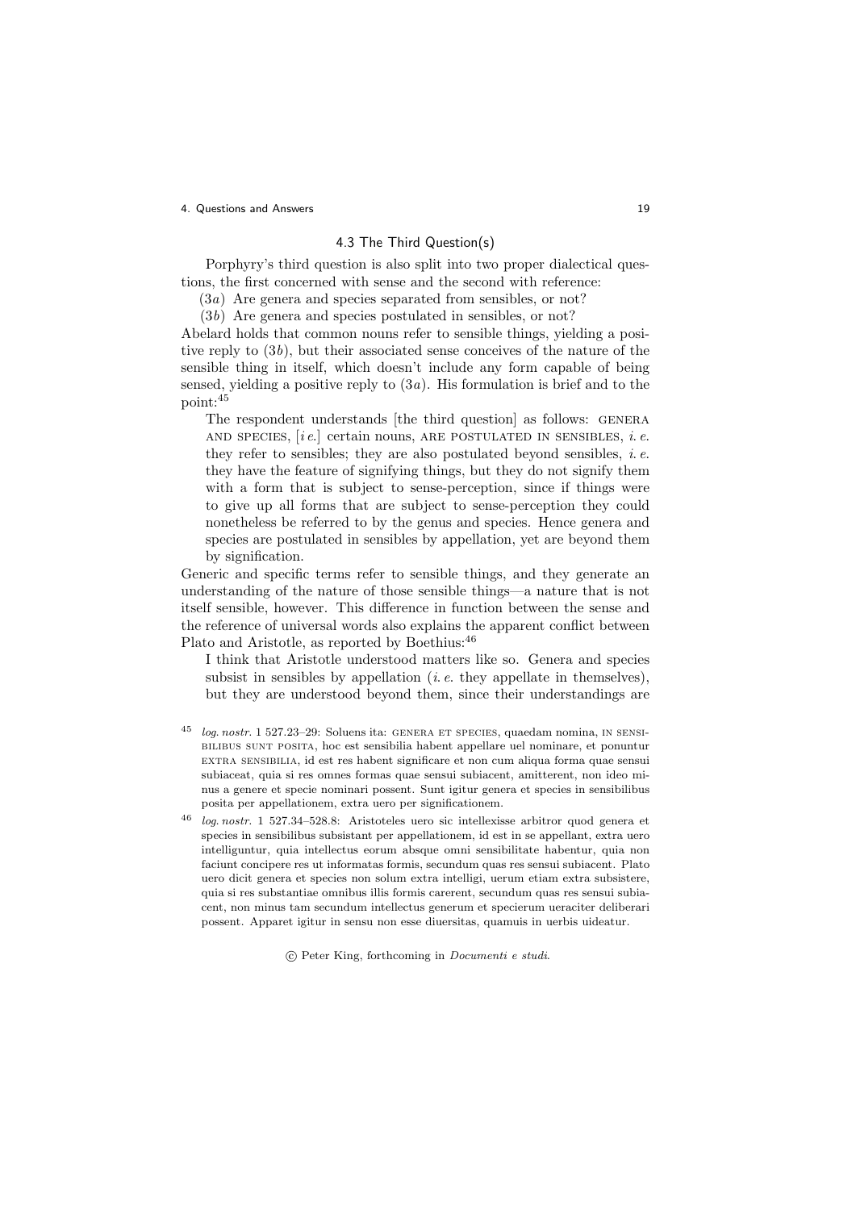### 4.3 The Third Question(s)

Porphyry's third question is also split into two proper dialectical questions, the first concerned with sense and the second with reference:

(3*a*) Are genera and species separated from sensibles, or not?

(3*b*) Are genera and species postulated in sensibles, or not?

Abelard holds that common nouns refer to sensible things, yielding a positive reply to (3*b*), but their associated sense conceives of the nature of the sensible thing in itself, which doesn't include any form capable of being sensed, yielding a positive reply to (3*a*). His formulation is brief and to the point:[45]

> The respondent understands [the third question] as follows: GENERA AND SPECIES, [*i e.*] certain nouns, ARE POSTULATED IN SENSIBLES, *i. e.* they refer to sensibles; they are also postulated beyond sensibles, *i. e.* they have the feature of signifying things, but they do not signify them with a form that is subject to sense-perception, since if things were to give up all forms that are subject to sense-perception they could nonetheless be referred to by the genus and species. Hence genera and species are postulated in sensibles by appellation, yet are beyond them by signification.

Generic and specific terms refer to sensible things, and they generate an understanding of the nature of those sensible things—a nature that is not itself sensible, however. This difference in function between the sense and the reference of universal words also explains the apparent conflict between Plato and Aristotle, as reported by Boethius:[46]

> I think that Aristotle understood matters like so. Genera and species subsist in sensibles by appellation (*i. e.* they appellate in themselves), but they are understood beyond them, since their understandings are

---

[45] *log. nostr.* 1 527.23–29: Soluens ita: GENERA ET SPECIES, quaedam nomina, IN SENSIBILIBUS SUNT POSITA, hoc est sensibilia habent appellare uel nominare, et ponuntur EXTRA SENSIBILIA, id est res habent significare et non cum aliqua forma quae sensui subiaceat, quia si res omnes formas quae sensui subiacent, amitterent, non ideo minus a genere et specie nominari possent. Sunt igitur genera et species in sensibilibus posita per appellationem, extra uero per significationem.

[46] *log. nostr.* 1 527.34–528.8: Aristoteles uero sic intellexisse arbitror quod genera et species in sensibilibus subsistant per appellationem, id est in se appellant, extra uero intelliguntur, quia intellectus eorum absque omni sensibilitate habentur, quia non faciunt concipere res ut informatas formis, secundum quas res sensui subiacent. Plato uero dicit genera et species non solum extra intelligi, uerum etiam extra subsistere, quia si res substantiae omnibus illis formis carerent, secundum quas res sensui subiacent, non minus tam secundum intellectum generum et specierum ueraciter deliberari possent. Apparet igitur in sensu non esse diuersitas, quamuis in uerbis uideatur.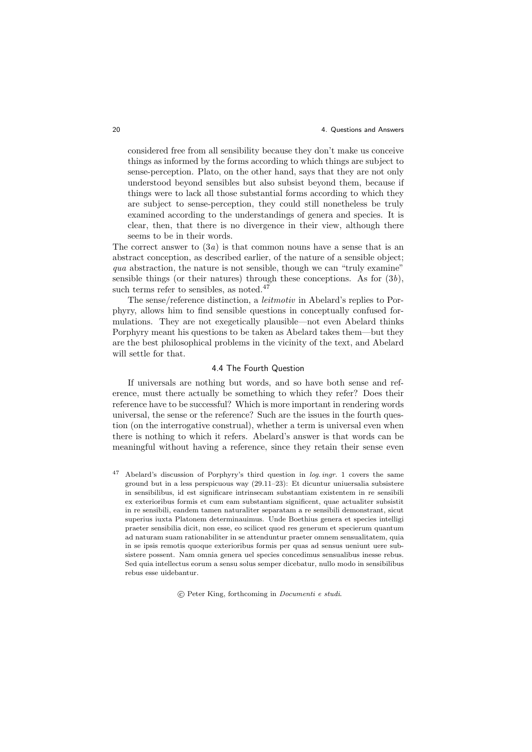> considered free from all sensibility because they don't make us conceive things as informed by the forms according to which things are subject to sense-perception. Plato, on the other hand, says that they are not only understood beyond sensibles but also subsist beyond them, because if things were to lack all those substantial forms according to which they are subject to sense-perception, they could still nonetheless be truly examined according to the understandings of genera and species. It is clear, then, that there is no divergence in their view, although there seems to be in their words.

The correct answer to (3*a*) is that common nouns have a sense that is an abstract conception, as described earlier, of the nature of a sensible object; *qua* abstraction, the nature is not sensible, though we can "truly examine" sensible things (or their natures) through these conceptions. As for (3*b*), such terms refer to sensibles, as noted.[47]

The sense/reference distinction, a *leitmotiv* in Abelard's replies to Porphyry, allows him to find sensible questions in conceptually confused formulations. They are not exegetically plausible—not even Abelard thinks Porphyry meant his questions to be taken as Abelard takes them—but they are the best philosophical problems in the vicinity of the text, and Abelard will settle for that.

### 4.4 The Fourth Question

If universals are nothing but words, and so have both sense and reference, must there actually be something to which they refer? Does their reference have to be successful? Which is more important in rendering words universal, the sense or the reference? Such are the issues in the fourth question (on the interrogative construal), whether a term is universal even when there is nothing to which it refers. Abelard's answer is that words can be meaningful without having a reference, since they retain their sense even

[47] Abelard's discussion of Porphyry's third question in *log. ingr.* 1 covers the same ground but in a less perspicuous way (29.11–23): Et dicuntur uniuersalia subsistere in sensibilibus, id est significare intrinsecam substantiam existentem in re sensibili ex exterioribus formis et cum eam substantiam significent, quae actualiter subsistit in re sensibili, eandem tamen naturaliter separatam a re sensibili demonstrant, sicut superius iuxta Platonem determinauimus. Unde Boethius genera et species intelligi praeter sensibilia dicit, non esse, eo scilicet quod res generum et specierum quantum ad naturam suam rationabiliter in se attenduntur praeter omnem sensualitatem, quia in se ipsis remotis quoque exterioribus formis per quas ad sensus ueniunt uere subsistere possent. Nam omnia genera uel species concedimus sensualibus inesse rebus. Sed quia intellectus eorum a sensu solus semper dicebatur, nullo modo in sensibilibus rebus esse uidebantur.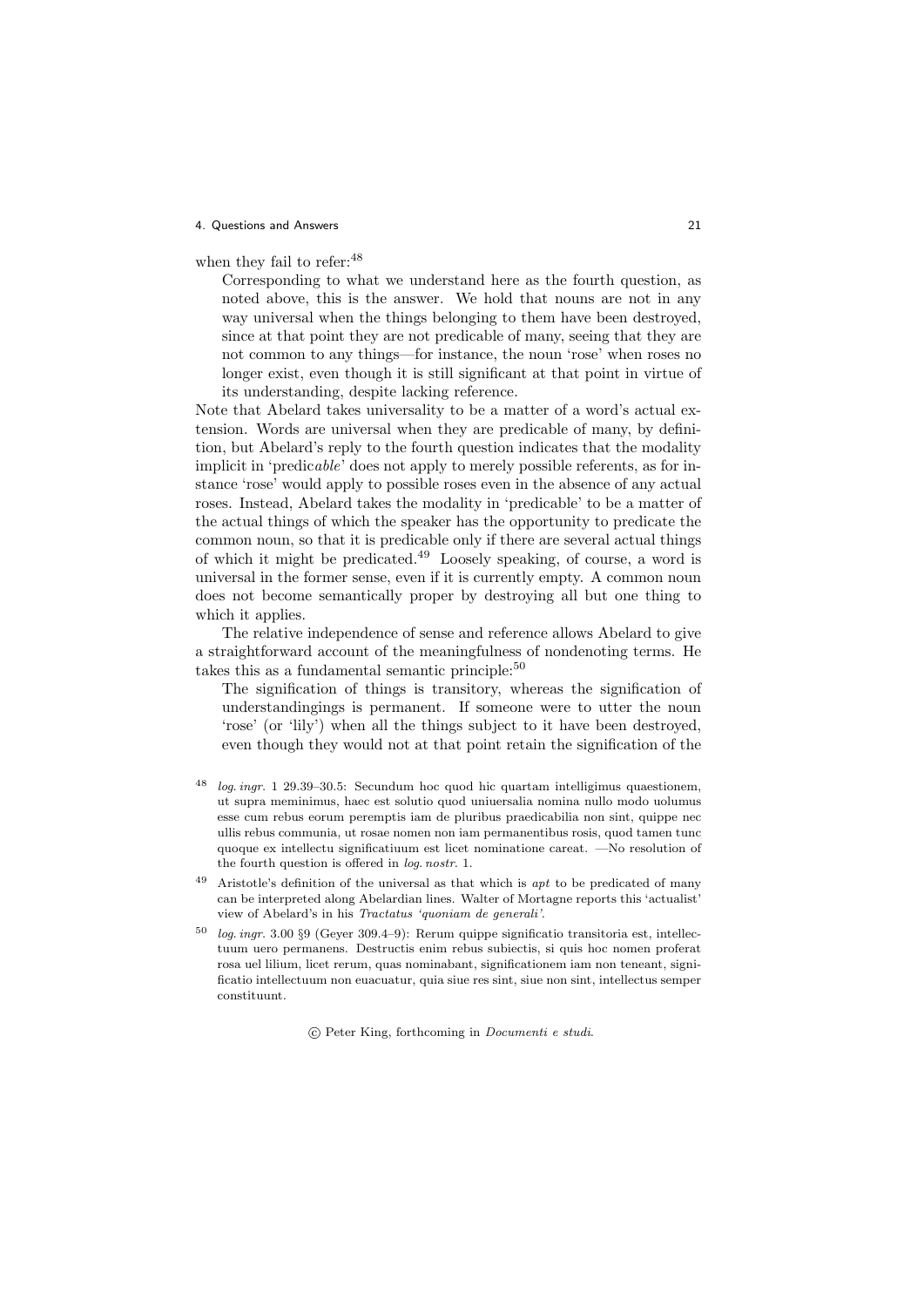when they fail to refer:[48]

> Corresponding to what we understand here as the fourth question, as noted above, this is the answer. We hold that nouns are not in any way universal when the things belonging to them have been destroyed, since at that point they are not predicable of many, seeing that they are not common to any things—for instance, the noun 'rose' when roses no longer exist, even though it is still significant at that point in virtue of its understanding, despite lacking reference.

Note that Abelard takes universality to be a matter of a word's actual extension. Words are universal when they are predicable of many, by definition, but Abelard's reply to the fourth question indicates that the modality implicit in 'predic*able*' does not apply to merely possible referents, as for instance 'rose' would apply to possible roses even in the absence of any actual roses. Instead, Abelard takes the modality in 'predicable' to be a matter of the actual things of which the speaker has the opportunity to predicate the common noun, so that it is predicable only if there are several actual things of which it might be predicated.[49] Loosely speaking, of course, a word is universal in the former sense, even if it is currently empty. A common noun does not become semantically proper by destroying all but one thing to which it applies.

The relative independence of sense and reference allows Abelard to give a straightforward account of the meaningfulness of nondenoting terms. He takes this as a fundamental semantic principle:[50]

> The signification of things is transitory, whereas the signification of understandingings is permanent. If someone were to utter the noun 'rose' (or 'lily') when all the things subject to it have been destroyed, even though they would not at that point retain the signification of the

---

[48] *log. ingr.* 1 29.39–30.5: Secundum hoc quod hic quartam intelligimus quaestionem, ut supra meminimus, haec est solutio quod uniuersalia nomina nullo modo uolumus esse cum rebus eorum peremptis iam de pluribus praedicabilia non sint, quippe nec ullis rebus communia, ut rosae nomen non iam permanentibus rosis, quod tamen tunc quoque ex intellectu significatiuum est licet nominatione careat. —No resolution of the fourth question is offered in *log. nostr.* 1.

[49] Aristotle's definition of the universal as that which is *apt* to be predicated of many can be interpreted along Abelardian lines. Walter of Mortagne reports this 'actualist' view of Abelard's in his *Tractatus 'quoniam de generali'*.

[50] *log. ingr.* 3.00 §9 (Geyer 309.4–9): Rerum quippe significatio transitoria est, intellectuum uero permanens. Destructis enim rebus subiectis, si quis hoc nomen proferat rosa uel lilium, licet rerum, quas nominabant, significationem iam non teneant, significatio intellectuum non euacuatur, quia siue res sint, siue non sint, intellectus semper constituunt.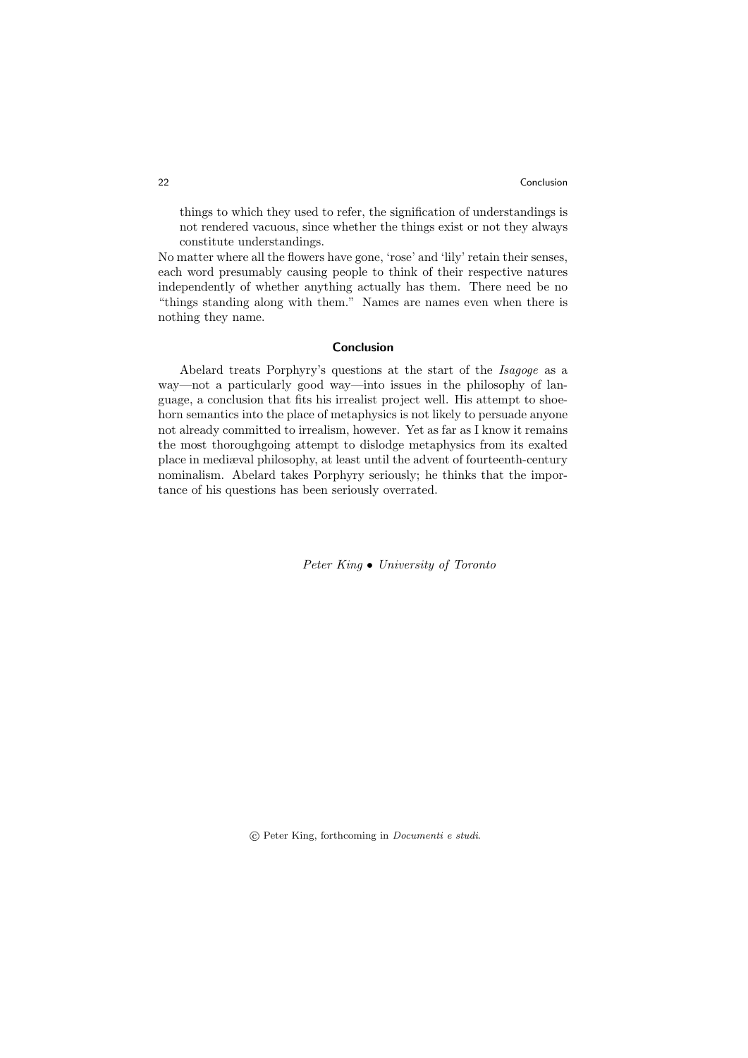> things to which they used to refer, the signification of understandings is not rendered vacuous, since whether the things exist or not they always constitute understandings.

No matter where all the flowers have gone, 'rose' and 'lily' retain their senses, each word presumably causing people to think of their respective natures independently of whether anything actually has them. There need be no "things standing along with them." Names are names even when there is nothing they name.

## Conclusion

Abelard treats Porphyry's questions at the start of the *Isagoge* as a way—not a particularly good way—into issues in the philosophy of language, a conclusion that fits his irrealist project well. His attempt to shoehorn semantics into the place of metaphysics is not likely to persuade anyone not already committed to irrealism, however. Yet as far as I know it remains the most thoroughgoing attempt to dislodge metaphysics from its exalted place in mediæval philosophy, at least until the advent of fourteenth-century nominalism. Abelard takes Porphyry seriously; he thinks that the importance of his questions has been seriously overrated.

*Peter King • University of Toronto*

© Peter King, forthcoming in *Documenti e studi*.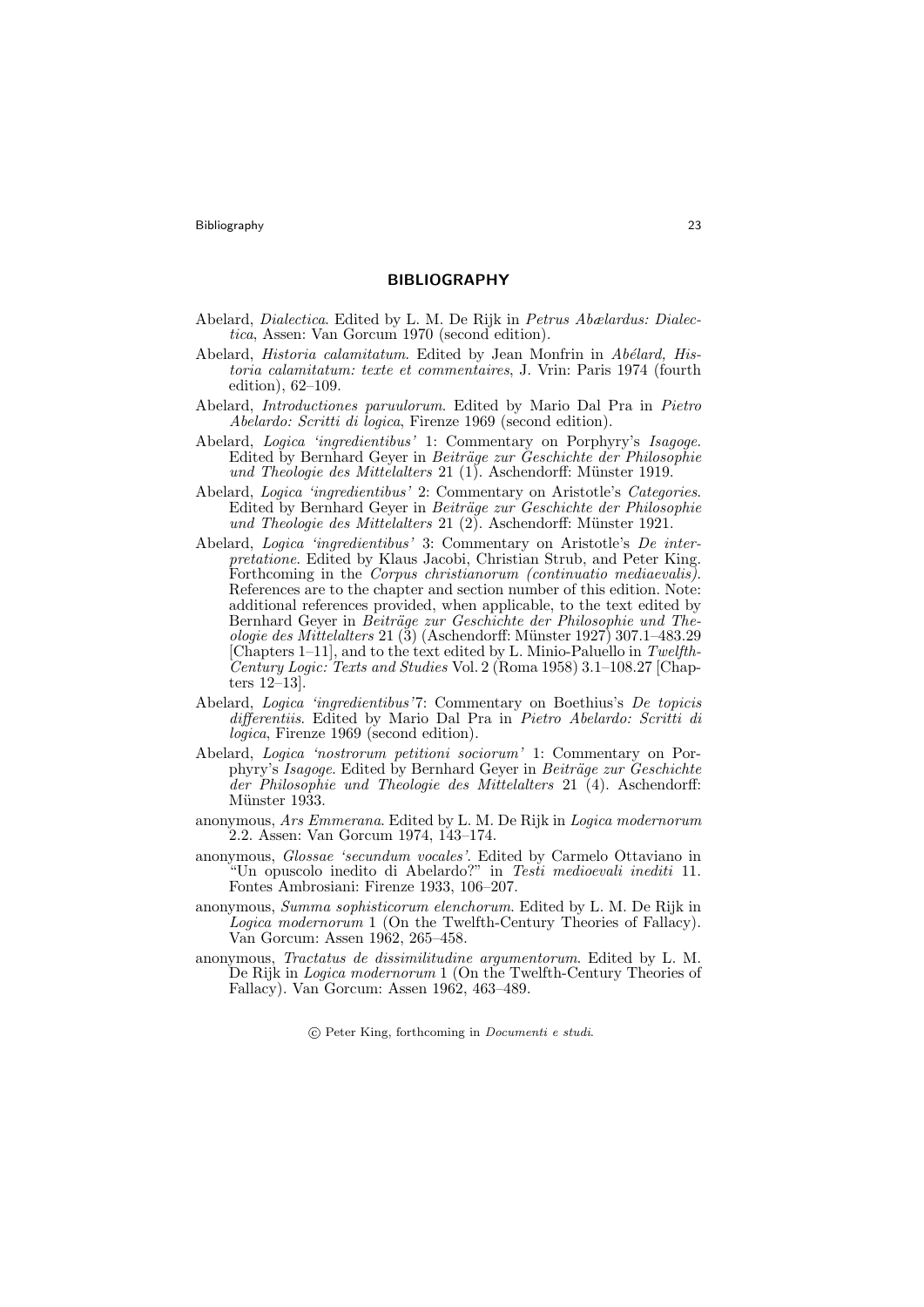## BIBLIOGRAPHY

Abelard, *Dialectica*. Edited by L. M. De Rijk in *Petrus Abælardus: Dialectica*, Assen: Van Gorcum 1970 (second edition).

Abelard, *Historia calamitatum*. Edited by Jean Monfrin in *Abélard, Historia calamitatum: texte et commentaires*, J. Vrin: Paris 1974 (fourth edition), 62–109.

Abelard, *Introductiones paruulorum*. Edited by Mario Dal Pra in *Pietro Abelardo: Scritti di logica*, Firenze 1969 (second edition).

Abelard, *Logica 'ingredientibus'* 1: Commentary on Porphyry's *Isagoge*. Edited by Bernhard Geyer in *Beiträge zur Geschichte der Philosophie und Theologie des Mittelalters* 21 (1). Aschendorff: Münster 1919.

Abelard, *Logica 'ingredientibus'* 2: Commentary on Aristotle's *Categories*. Edited by Bernhard Geyer in *Beiträge zur Geschichte der Philosophie und Theologie des Mittelalters* 21 (2). Aschendorff: Münster 1921.

Abelard, *Logica 'ingredientibus'* 3: Commentary on Aristotle's *De interpretatione*. Edited by Klaus Jacobi, Christian Strub, and Peter King. Forthcoming in the *Corpus christianorum (continuatio mediaevalis)*. References are to the chapter and section number of this edition. Note: additional references provided, when applicable, to the text edited by Bernhard Geyer in *Beiträge zur Geschichte der Philosophie und Theologie des Mittelalters* 21 (3) (Aschendorff: Münster 1927) 307.1–483.29 [Chapters 1–11], and to the text edited by L. Minio-Paluello in *Twelfth-Century Logic: Texts and Studies* Vol. 2 (Roma 1958) 3.1–108.27 [Chapters 12–13].

Abelard, *Logica 'ingredientibus'*7: Commentary on Boethius's *De topicis differentiis*. Edited by Mario Dal Pra in *Pietro Abelardo: Scritti di logica*, Firenze 1969 (second edition).

Abelard, *Logica 'nostrorum petitioni sociorum'* 1: Commentary on Porphyry's *Isagoge*. Edited by Bernhard Geyer in *Beiträge zur Geschichte der Philosophie und Theologie des Mittelalters* 21 (4). Aschendorff: Münster 1933.

anonymous, *Ars Emmerana*. Edited by L. M. De Rijk in *Logica modernorum* 2.2. Assen: Van Gorcum 1974, 143–174.

anonymous, *Glossae 'secundum vocales'*. Edited by Carmelo Ottaviano in "Un opuscolo inedito di Abelardo?" in *Testi medioevali inediti* 11. Fontes Ambrosiani: Firenze 1933, 106–207.

anonymous, *Summa sophisticorum elenchorum*. Edited by L. M. De Rijk in *Logica modernorum* 1 (On the Twelfth-Century Theories of Fallacy). Van Gorcum: Assen 1962, 265–458.

anonymous, *Tractatus de dissimilitudine argumentorum*. Edited by L. M. De Rijk in *Logica modernorum* 1 (On the Twelfth-Century Theories of Fallacy). Van Gorcum: Assen 1962, 463–489.

© Peter King, forthcoming in *Documenti e studi*.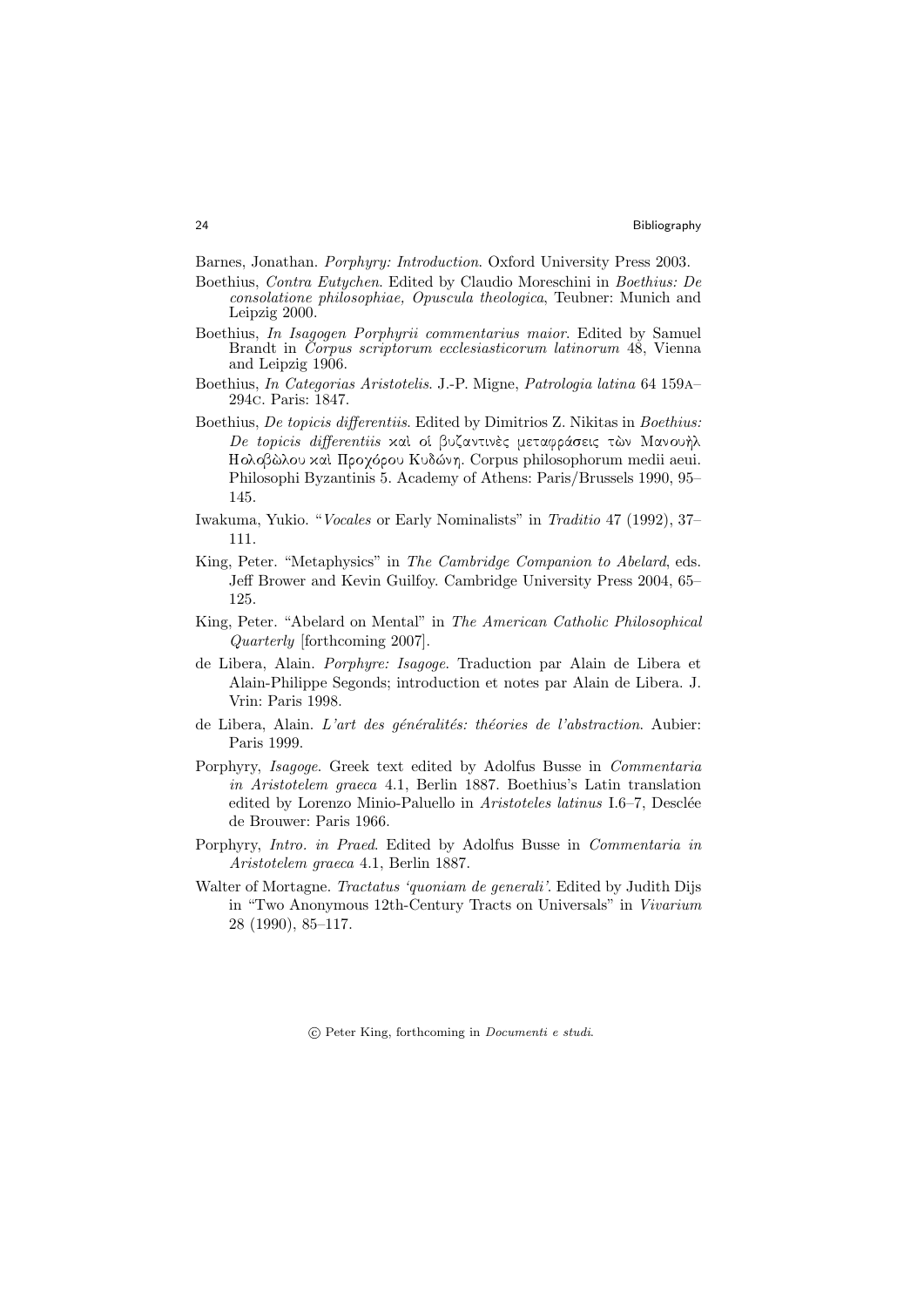Barnes, Jonathan. *Porphyry: Introduction*. Oxford University Press 2003.

Boethius, *Contra Eutychen*. Edited by Claudio Moreschini in *Boethius: De consolatione philosophiae, Opuscula theologica*, Teubner: Munich and Leipzig 2000.

Boethius, *In Isagogen Porphyrii commentarius maior*. Edited by Samuel Brandt in *Corpus scriptorum ecclesiasticorum latinorum* 48, Vienna and Leipzig 1906.

Boethius, *In Categorias Aristotelis*. J.-P. Migne, *Patrologia latina* 64 159A–294C. Paris: 1847.

Boethius, *De topicis differentiis*. Edited by Dimitrios Z. Nikitas in *Boethius: De topicis differentiis* καὶ οἱ βυζαντινὲς μεταφράσεις τῶν Μανουὴλ Ηολοβὼλου καὶ Προχόρου Κυδώνη. Corpus philosophorum medii aeui. Philosophi Byzantinis 5. Academy of Athens: Paris/Brussels 1990, 95–145.

Iwakuma, Yukio. "*Vocales* or Early Nominalists" in *Traditio* 47 (1992), 37–111.

King, Peter. "Metaphysics" in *The Cambridge Companion to Abelard*, eds. Jeff Brower and Kevin Guilfoy. Cambridge University Press 2004, 65–125.

King, Peter. "Abelard on Mental" in *The American Catholic Philosophical Quarterly* [forthcoming 2007].

de Libera, Alain. *Porphyre: Isagoge*. Traduction par Alain de Libera et Alain-Philippe Segonds; introduction et notes par Alain de Libera. J. Vrin: Paris 1998.

de Libera, Alain. *L'art des généralités: théories de l'abstraction*. Aubier: Paris 1999.

Porphyry, *Isagoge*. Greek text edited by Adolfus Busse in *Commentaria in Aristotelem graeca* 4.1, Berlin 1887. Boethius's Latin translation edited by Lorenzo Minio-Paluello in *Aristoteles latinus* I.6–7, Desclée de Brouwer: Paris 1966.

Porphyry, *Intro. in Praed*. Edited by Adolfus Busse in *Commentaria in Aristotelem graeca* 4.1, Berlin 1887.

Walter of Mortagne. *Tractatus 'quoniam de generali'*. Edited by Judith Dijs in "Two Anonymous 12th-Century Tracts on Universals" in *Vivarium* 28 (1990), 85–117.

© Peter King, forthcoming in *Documenti e studi*.